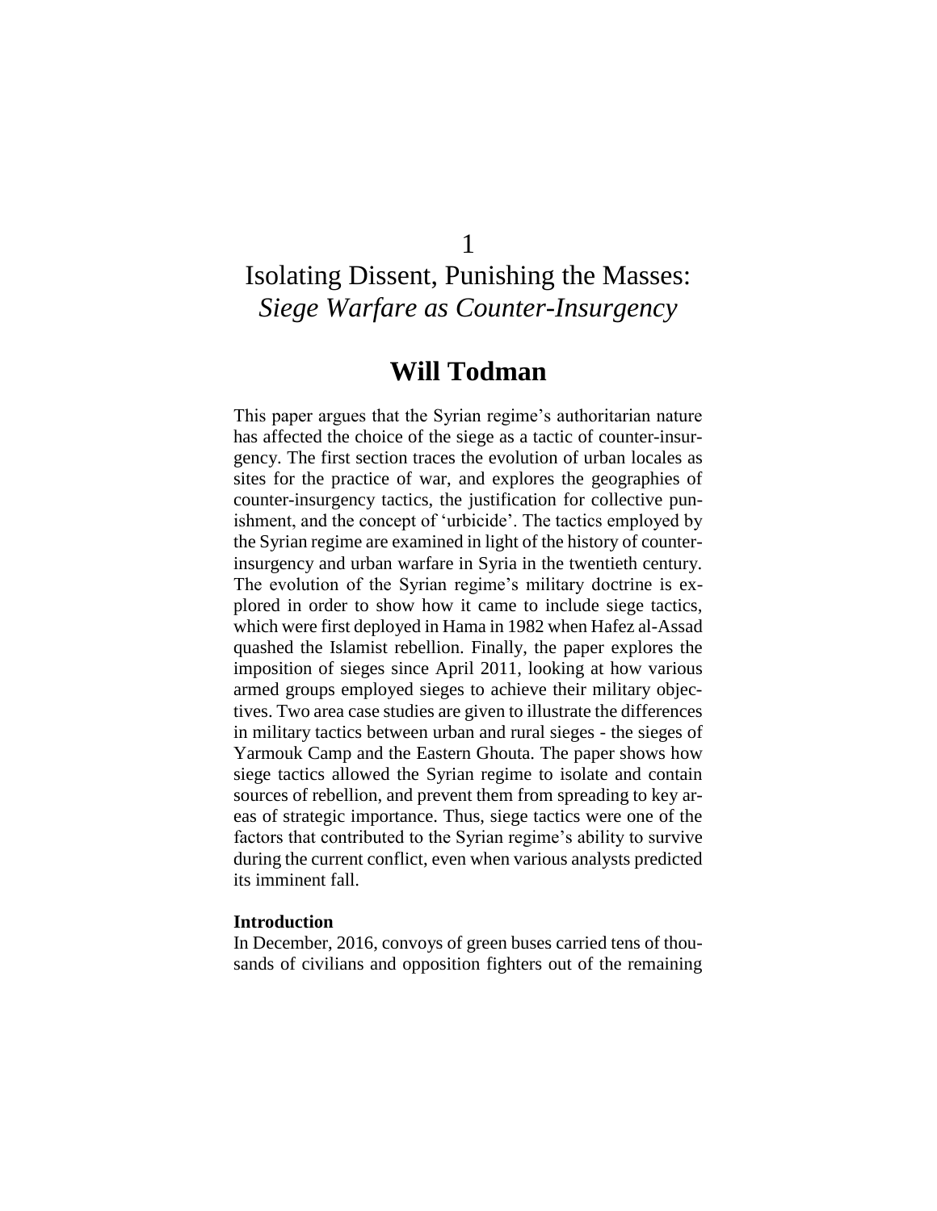# 1

# Isolating Dissent, Punishing the Masses: *Siege Warfare as Counter-Insurgency*

## Will Todman

This paper argues that the Syrian regime's authoritarian nature has affected the choice of the siege as a tactic of counter-insurgency. The first section traces the evolution of urban locales as sites for the practice of war, and explores the geographies of counter-insurgency tactics, the justification for collective punishment, and the concept of 'urbicide'. The tactics employed by the Syrian regime are examined in light of the history of counter-insurgency and urban warfare in Syria in the twentieth century. The evolution of the Syrian regime's military doctrine is explored in order to show how it came to include siege tactics, which were first deployed in Hama in 1982 when Hafez al-Assad quashed the Islamist rebellion. Finally, the paper explores the imposition of sieges since April 2011, looking at how various armed groups employed sieges to achieve their military objectives. Two area case studies are given to illustrate the differences in military tactics between urban and rural sieges - the sieges of Yarmouk Camp and the Eastern Ghouta. The paper shows how siege tactics allowed the Syrian regime to isolate and contain sources of rebellion, and prevent them from spreading to key areas of strategic importance. Thus, siege tactics were one of the factors that contributed to the Syrian regime's ability to survive during the current conflict, even when various analysts predicted its imminent fall.

**Introduction**

In December, 2016, convoys of green buses carried tens of thousands of civilians and opposition fighters out of the remaining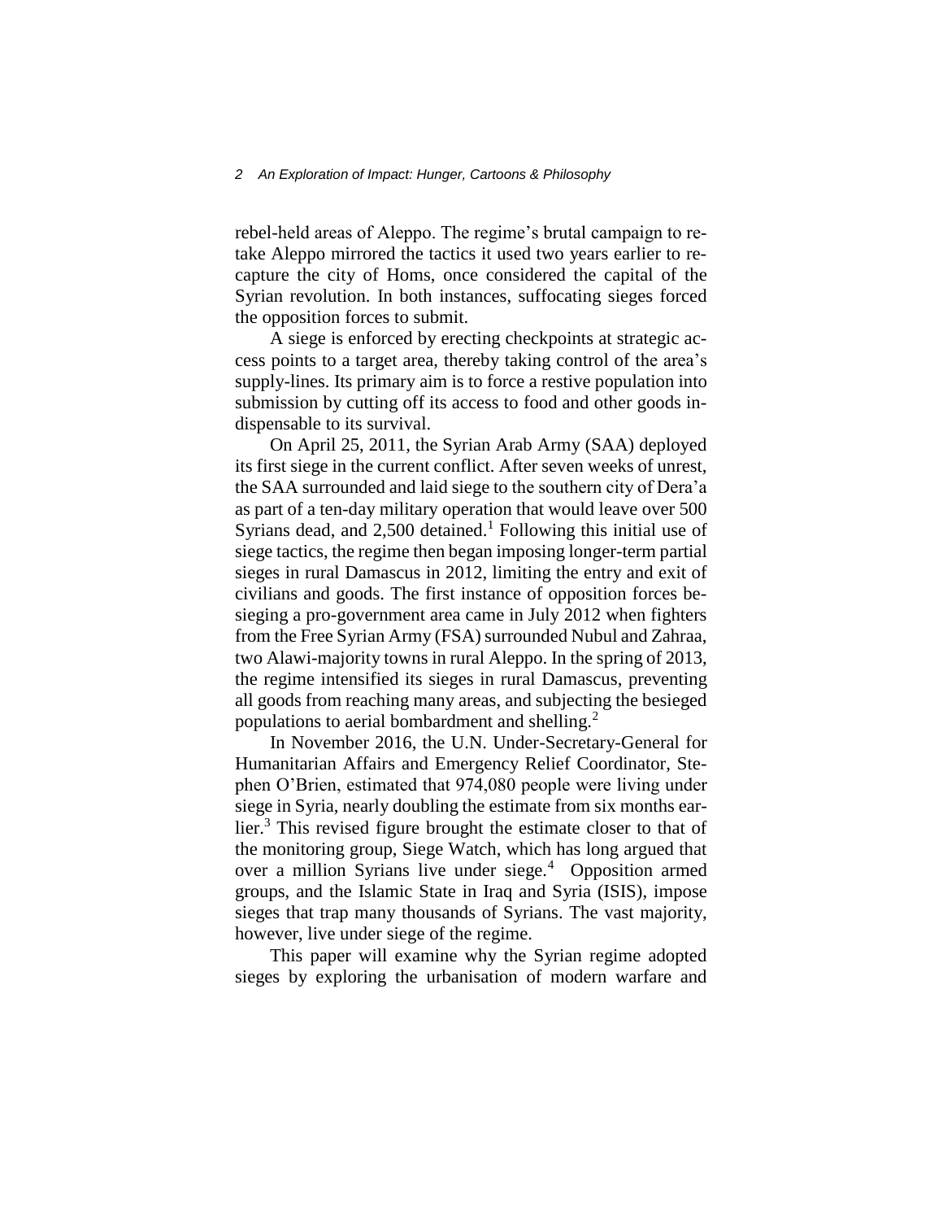rebel-held areas of Aleppo. The regime's brutal campaign to retake Aleppo mirrored the tactics it used two years earlier to recapture the city of Homs, once considered the capital of the Syrian revolution. In both instances, suffocating sieges forced the opposition forces to submit.

A siege is enforced by erecting checkpoints at strategic access points to a target area, thereby taking control of the area's supply-lines. Its primary aim is to force a restive population into submission by cutting off its access to food and other goods indispensable to its survival.

On April 25, 2011, the Syrian Arab Army (SAA) deployed its first siege in the current conflict. After seven weeks of unrest, the SAA surrounded and laid siege to the southern city of Dera'a as part of a ten-day military operation that would leave over 500 Syrians dead, and 2,500 detained.[1] Following this initial use of siege tactics, the regime then began imposing longer-term partial sieges in rural Damascus in 2012, limiting the entry and exit of civilians and goods. The first instance of opposition forces besieging a pro-government area came in July 2012 when fighters from the Free Syrian Army (FSA) surrounded Nubul and Zahraa, two Alawi-majority towns in rural Aleppo. In the spring of 2013, the regime intensified its sieges in rural Damascus, preventing all goods from reaching many areas, and subjecting the besieged populations to aerial bombardment and shelling.[2]

In November 2016, the U.N. Under-Secretary-General for Humanitarian Affairs and Emergency Relief Coordinator, Stephen O'Brien, estimated that 974,080 people were living under siege in Syria, nearly doubling the estimate from six months earlier.[3] This revised figure brought the estimate closer to that of the monitoring group, Siege Watch, which has long argued that over a million Syrians live under siege.[4] Opposition armed groups, and the Islamic State in Iraq and Syria (ISIS), impose sieges that trap many thousands of Syrians. The vast majority, however, live under siege of the regime.

This paper will examine why the Syrian regime adopted sieges by exploring the urbanisation of modern warfare and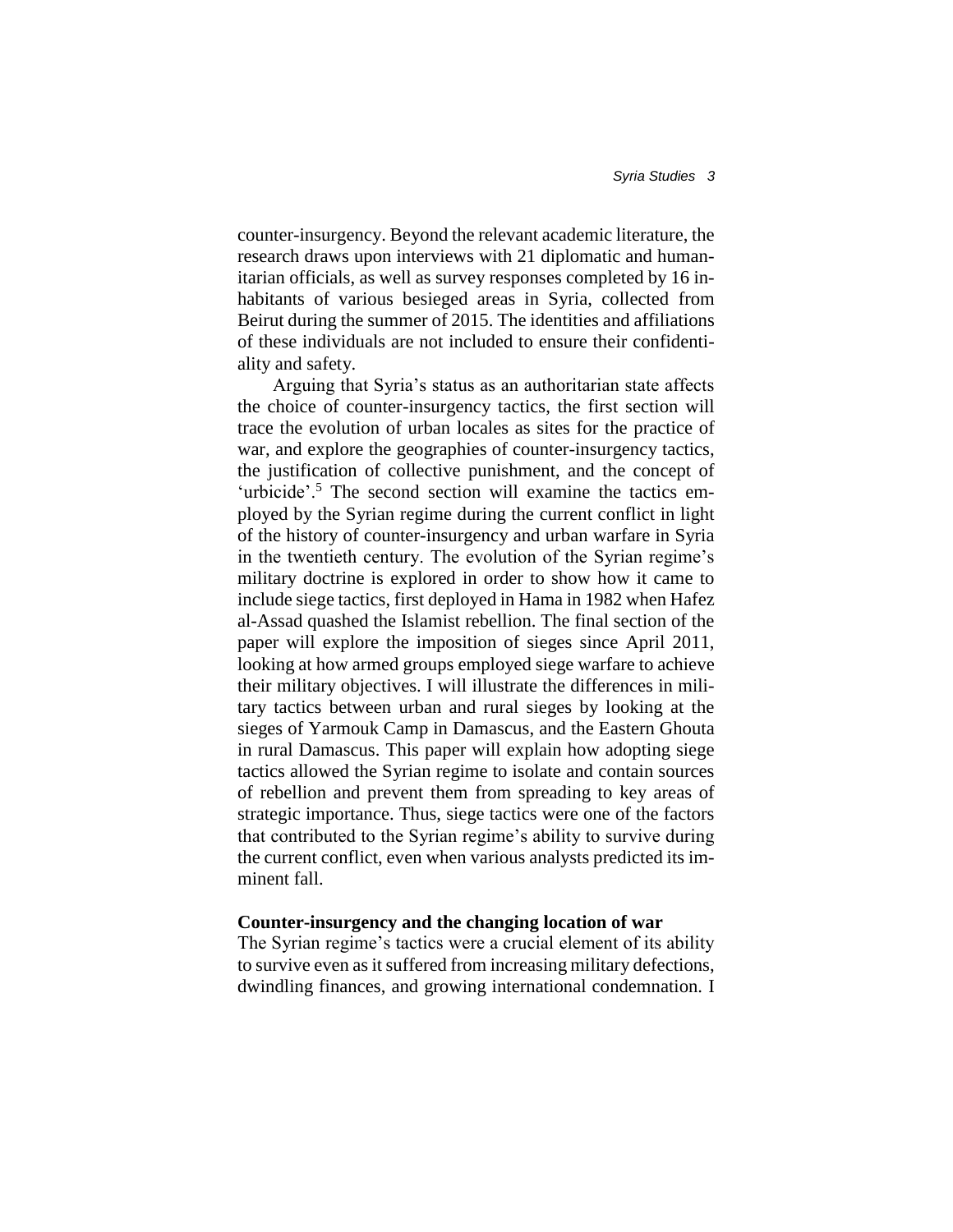counter-insurgency. Beyond the relevant academic literature, the research draws upon interviews with 21 diplomatic and humanitarian officials, as well as survey responses completed by 16 inhabitants of various besieged areas in Syria, collected from Beirut during the summer of 2015. The identities and affiliations of these individuals are not included to ensure their confidentiality and safety.

Arguing that Syria's status as an authoritarian state affects the choice of counter-insurgency tactics, the first section will trace the evolution of urban locales as sites for the practice of war, and explore the geographies of counter-insurgency tactics, the justification of collective punishment, and the concept of 'urbicide'.[5] The second section will examine the tactics employed by the Syrian regime during the current conflict in light of the history of counter-insurgency and urban warfare in Syria in the twentieth century. The evolution of the Syrian regime's military doctrine is explored in order to show how it came to include siege tactics, first deployed in Hama in 1982 when Hafez al-Assad quashed the Islamist rebellion. The final section of the paper will explore the imposition of sieges since April 2011, looking at how armed groups employed siege warfare to achieve their military objectives. I will illustrate the differences in military tactics between urban and rural sieges by looking at the sieges of Yarmouk Camp in Damascus, and the Eastern Ghouta in rural Damascus. This paper will explain how adopting siege tactics allowed the Syrian regime to isolate and contain sources of rebellion and prevent them from spreading to key areas of strategic importance. Thus, siege tactics were one of the factors that contributed to the Syrian regime's ability to survive during the current conflict, even when various analysts predicted its imminent fall.

## Counter-insurgency and the changing location of war

The Syrian regime's tactics were a crucial element of its ability to survive even as it suffered from increasing military defections, dwindling finances, and growing international condemnation. I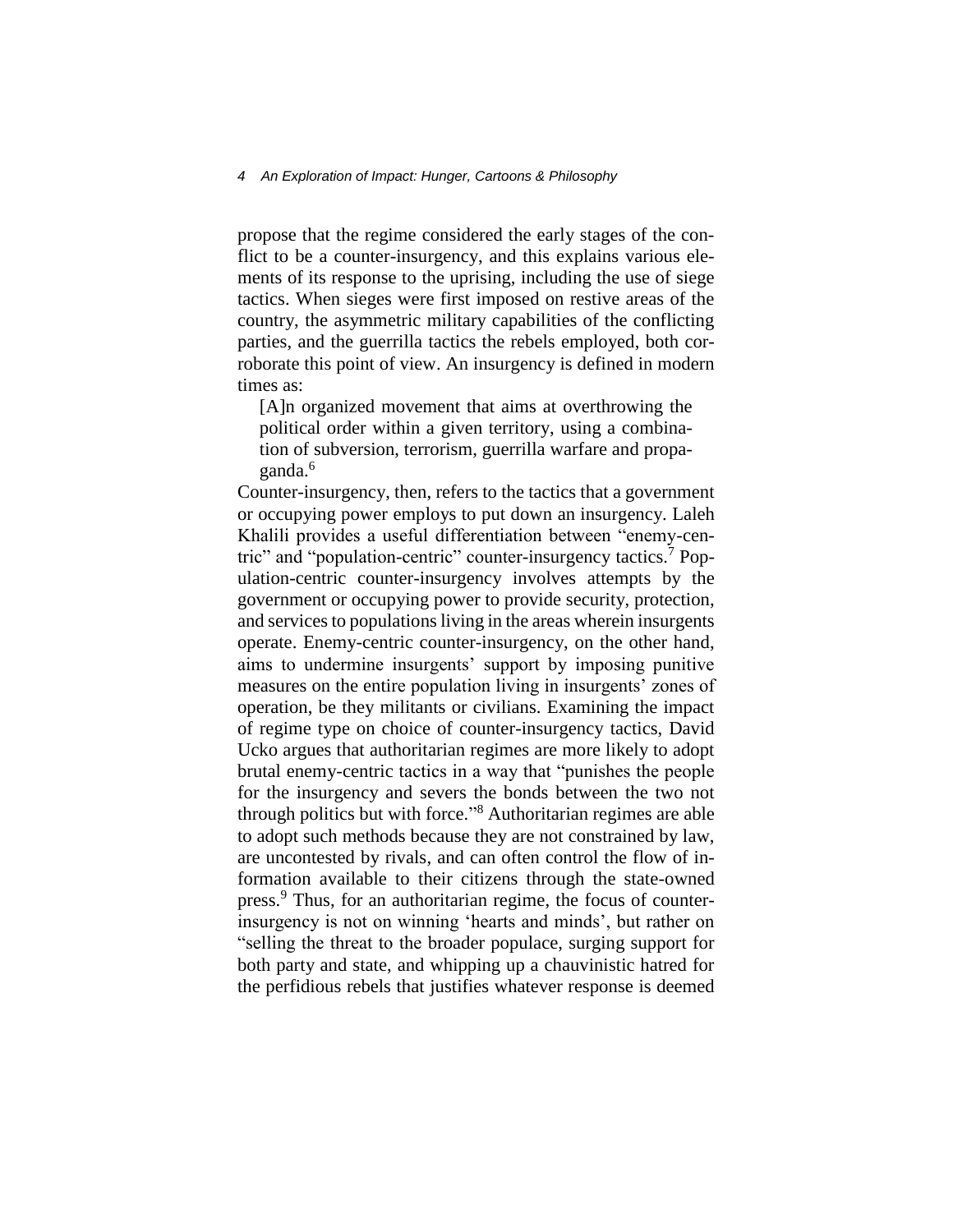propose that the regime considered the early stages of the conflict to be a counter-insurgency, and this explains various elements of its response to the uprising, including the use of siege tactics. When sieges were first imposed on restive areas of the country, the asymmetric military capabilities of the conflicting parties, and the guerrilla tactics the rebels employed, both corroborate this point of view. An insurgency is defined in modern times as:

> [A]n organized movement that aims at overthrowing the political order within a given territory, using a combination of subversion, terrorism, guerrilla warfare and propaganda.[6]

Counter-insurgency, then, refers to the tactics that a government or occupying power employs to put down an insurgency. Laleh Khalili provides a useful differentiation between "enemy-centric" and "population-centric" counter-insurgency tactics.[7] Population-centric counter-insurgency involves attempts by the government or occupying power to provide security, protection, and services to populations living in the areas wherein insurgents operate. Enemy-centric counter-insurgency, on the other hand, aims to undermine insurgents' support by imposing punitive measures on the entire population living in insurgents' zones of operation, be they militants or civilians. Examining the impact of regime type on choice of counter-insurgency tactics, David Ucko argues that authoritarian regimes are more likely to adopt brutal enemy-centric tactics in a way that "punishes the people for the insurgency and severs the bonds between the two not through politics but with force."[8] Authoritarian regimes are able to adopt such methods because they are not constrained by law, are uncontested by rivals, and can often control the flow of information available to their citizens through the state-owned press.[9] Thus, for an authoritarian regime, the focus of counter-insurgency is not on winning 'hearts and minds', but rather on "selling the threat to the broader populace, surging support for both party and state, and whipping up a chauvinistic hatred for the perfidious rebels that justifies whatever response is deemed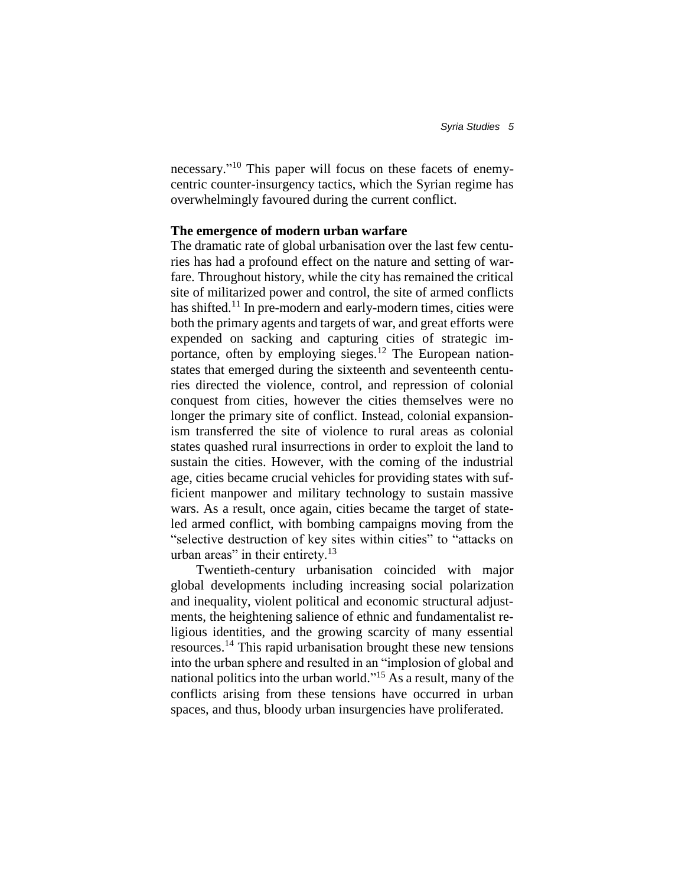necessary."[10] This paper will focus on these facets of enemy-centric counter-insurgency tactics, which the Syrian regime has overwhelmingly favoured during the current conflict.

**The emergence of modern urban warfare**

The dramatic rate of global urbanisation over the last few centuries has had a profound effect on the nature and setting of warfare. Throughout history, while the city has remained the critical site of militarized power and control, the site of armed conflicts has shifted.[11] In pre-modern and early-modern times, cities were both the primary agents and targets of war, and great efforts were expended on sacking and capturing cities of strategic importance, often by employing sieges.[12] The European nation-states that emerged during the sixteenth and seventeenth centuries directed the violence, control, and repression of colonial conquest from cities, however the cities themselves were no longer the primary site of conflict. Instead, colonial expansionism transferred the site of violence to rural areas as colonial states quashed rural insurrections in order to exploit the land to sustain the cities. However, with the coming of the industrial age, cities became crucial vehicles for providing states with sufficient manpower and military technology to sustain massive wars. As a result, once again, cities became the target of state-led armed conflict, with bombing campaigns moving from the "selective destruction of key sites within cities" to "attacks on urban areas" in their entirety.[13]

Twentieth-century urbanisation coincided with major global developments including increasing social polarization and inequality, violent political and economic structural adjustments, the heightening salience of ethnic and fundamentalist religious identities, and the growing scarcity of many essential resources.[14] This rapid urbanisation brought these new tensions into the urban sphere and resulted in an "implosion of global and national politics into the urban world."[15] As a result, many of the conflicts arising from these tensions have occurred in urban spaces, and thus, bloody urban insurgencies have proliferated.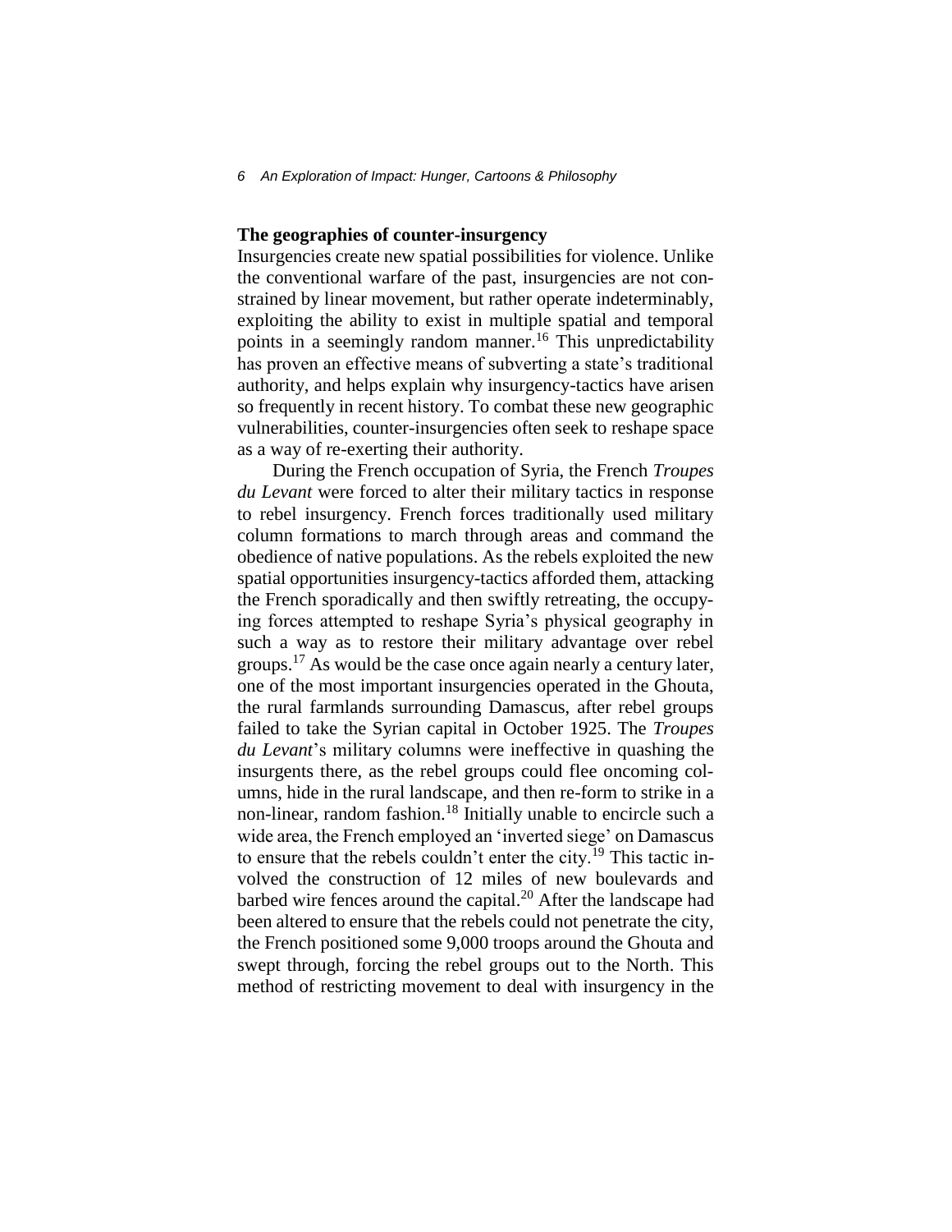## The geographies of counter-insurgency

Insurgencies create new spatial possibilities for violence. Unlike the conventional warfare of the past, insurgencies are not constrained by linear movement, but rather operate indeterminably, exploiting the ability to exist in multiple spatial and temporal points in a seemingly random manner.[16] This unpredictability has proven an effective means of subverting a state's traditional authority, and helps explain why insurgency-tactics have arisen so frequently in recent history. To combat these new geographic vulnerabilities, counter-insurgencies often seek to reshape space as a way of re-exerting their authority.

During the French occupation of Syria, the French *Troupes du Levant* were forced to alter their military tactics in response to rebel insurgency. French forces traditionally used military column formations to march through areas and command the obedience of native populations. As the rebels exploited the new spatial opportunities insurgency-tactics afforded them, attacking the French sporadically and then swiftly retreating, the occupying forces attempted to reshape Syria's physical geography in such a way as to restore their military advantage over rebel groups.[17] As would be the case once again nearly a century later, one of the most important insurgencies operated in the Ghouta, the rural farmlands surrounding Damascus, after rebel groups failed to take the Syrian capital in October 1925. The *Troupes du Levant*'s military columns were ineffective in quashing the insurgents there, as the rebel groups could flee oncoming columns, hide in the rural landscape, and then re-form to strike in a non-linear, random fashion.[18] Initially unable to encircle such a wide area, the French employed an 'inverted siege' on Damascus to ensure that the rebels couldn't enter the city.[19] This tactic involved the construction of 12 miles of new boulevards and barbed wire fences around the capital.[20] After the landscape had been altered to ensure that the rebels could not penetrate the city, the French positioned some 9,000 troops around the Ghouta and swept through, forcing the rebel groups out to the North. This method of restricting movement to deal with insurgency in the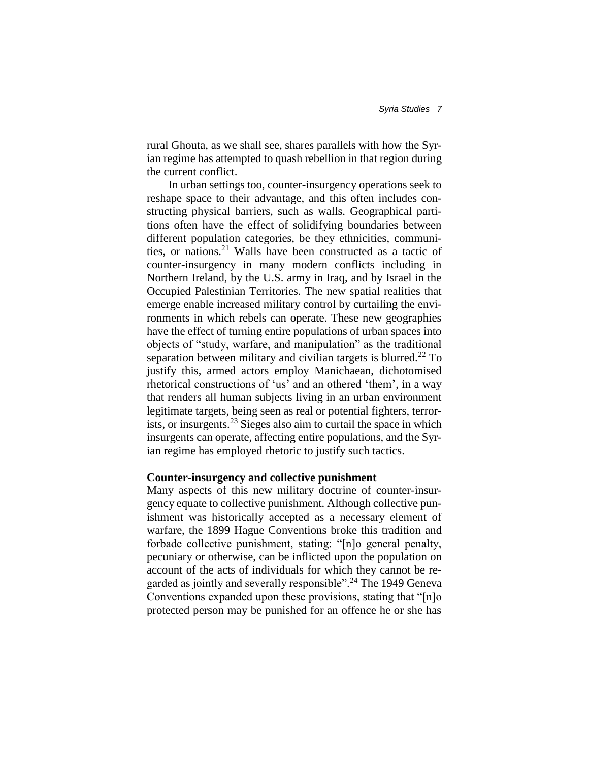rural Ghouta, as we shall see, shares parallels with how the Syrian regime has attempted to quash rebellion in that region during the current conflict.

In urban settings too, counter-insurgency operations seek to reshape space to their advantage, and this often includes constructing physical barriers, such as walls. Geographical partitions often have the effect of solidifying boundaries between different population categories, be they ethnicities, communities, or nations.[21] Walls have been constructed as a tactic of counter-insurgency in many modern conflicts including in Northern Ireland, by the U.S. army in Iraq, and by Israel in the Occupied Palestinian Territories. The new spatial realities that emerge enable increased military control by curtailing the environments in which rebels can operate. These new geographies have the effect of turning entire populations of urban spaces into objects of "study, warfare, and manipulation" as the traditional separation between military and civilian targets is blurred.[22] To justify this, armed actors employ Manichaean, dichotomised rhetorical constructions of 'us' and an othered 'them', in a way that renders all human subjects living in an urban environment legitimate targets, being seen as real or potential fighters, terrorists, or insurgents.[23] Sieges also aim to curtail the space in which insurgents can operate, affecting entire populations, and the Syrian regime has employed rhetoric to justify such tactics.

## Counter-insurgency and collective punishment

Many aspects of this new military doctrine of counter-insurgency equate to collective punishment. Although collective punishment was historically accepted as a necessary element of warfare, the 1899 Hague Conventions broke this tradition and forbade collective punishment, stating: "[n]o general penalty, pecuniary or otherwise, can be inflicted upon the population on account of the acts of individuals for which they cannot be regarded as jointly and severally responsible".[24] The 1949 Geneva Conventions expanded upon these provisions, stating that "[n]o protected person may be punished for an offence he or she has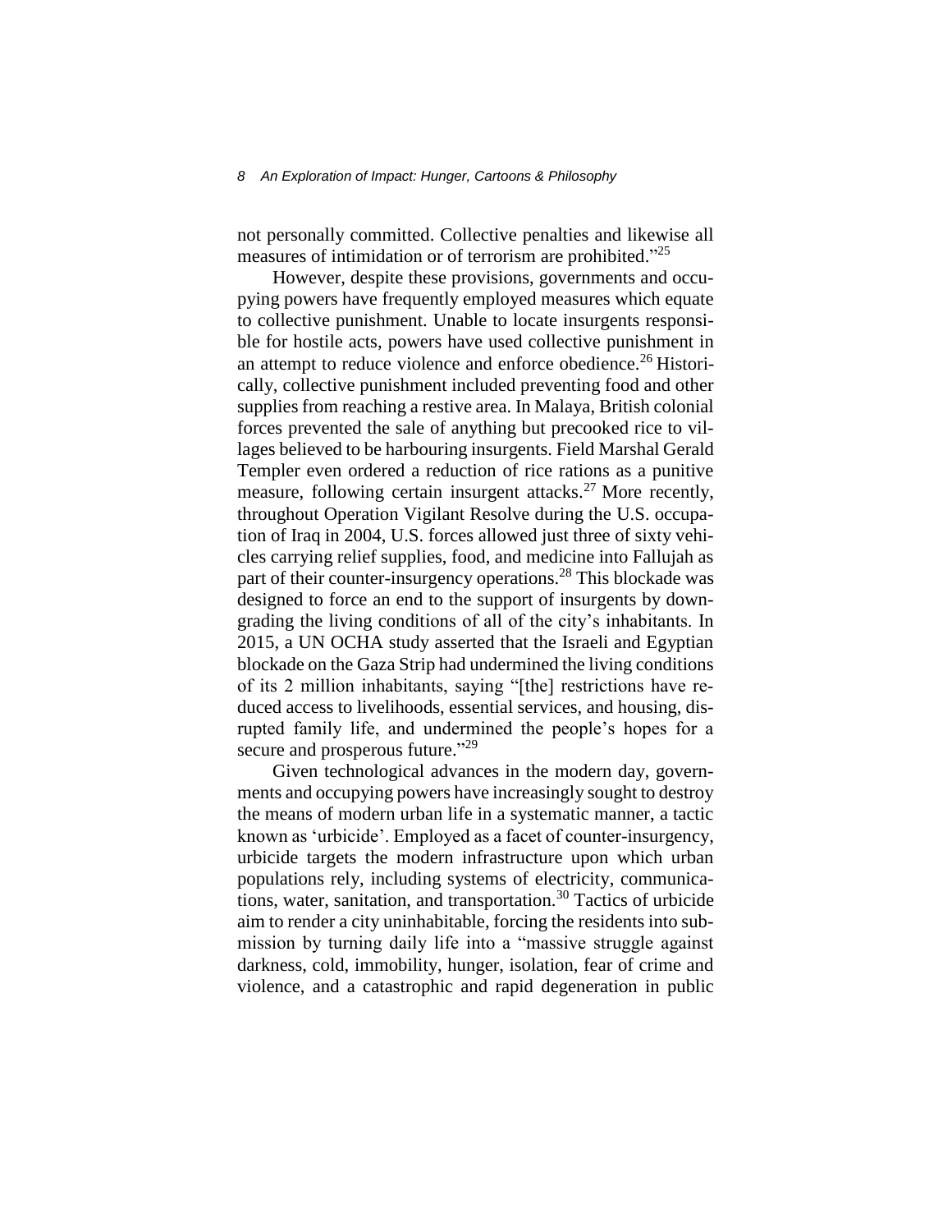not personally committed. Collective penalties and likewise all measures of intimidation or of terrorism are prohibited."[25]

However, despite these provisions, governments and occupying powers have frequently employed measures which equate to collective punishment. Unable to locate insurgents responsible for hostile acts, powers have used collective punishment in an attempt to reduce violence and enforce obedience.[26] Historically, collective punishment included preventing food and other supplies from reaching a restive area. In Malaya, British colonial forces prevented the sale of anything but precooked rice to villages believed to be harbouring insurgents. Field Marshal Gerald Templer even ordered a reduction of rice rations as a punitive measure, following certain insurgent attacks.[27] More recently, throughout Operation Vigilant Resolve during the U.S. occupation of Iraq in 2004, U.S. forces allowed just three of sixty vehicles carrying relief supplies, food, and medicine into Fallujah as part of their counter-insurgency operations.[28] This blockade was designed to force an end to the support of insurgents by downgrading the living conditions of all of the city's inhabitants. In 2015, a UN OCHA study asserted that the Israeli and Egyptian blockade on the Gaza Strip had undermined the living conditions of its 2 million inhabitants, saying "[the] restrictions have reduced access to livelihoods, essential services, and housing, disrupted family life, and undermined the people's hopes for a secure and prosperous future."[29]

Given technological advances in the modern day, governments and occupying powers have increasingly sought to destroy the means of modern urban life in a systematic manner, a tactic known as 'urbicide'. Employed as a facet of counter-insurgency, urbicide targets the modern infrastructure upon which urban populations rely, including systems of electricity, communications, water, sanitation, and transportation.[30] Tactics of urbicide aim to render a city uninhabitable, forcing the residents into submission by turning daily life into a "massive struggle against darkness, cold, immobility, hunger, isolation, fear of crime and violence, and a catastrophic and rapid degeneration in public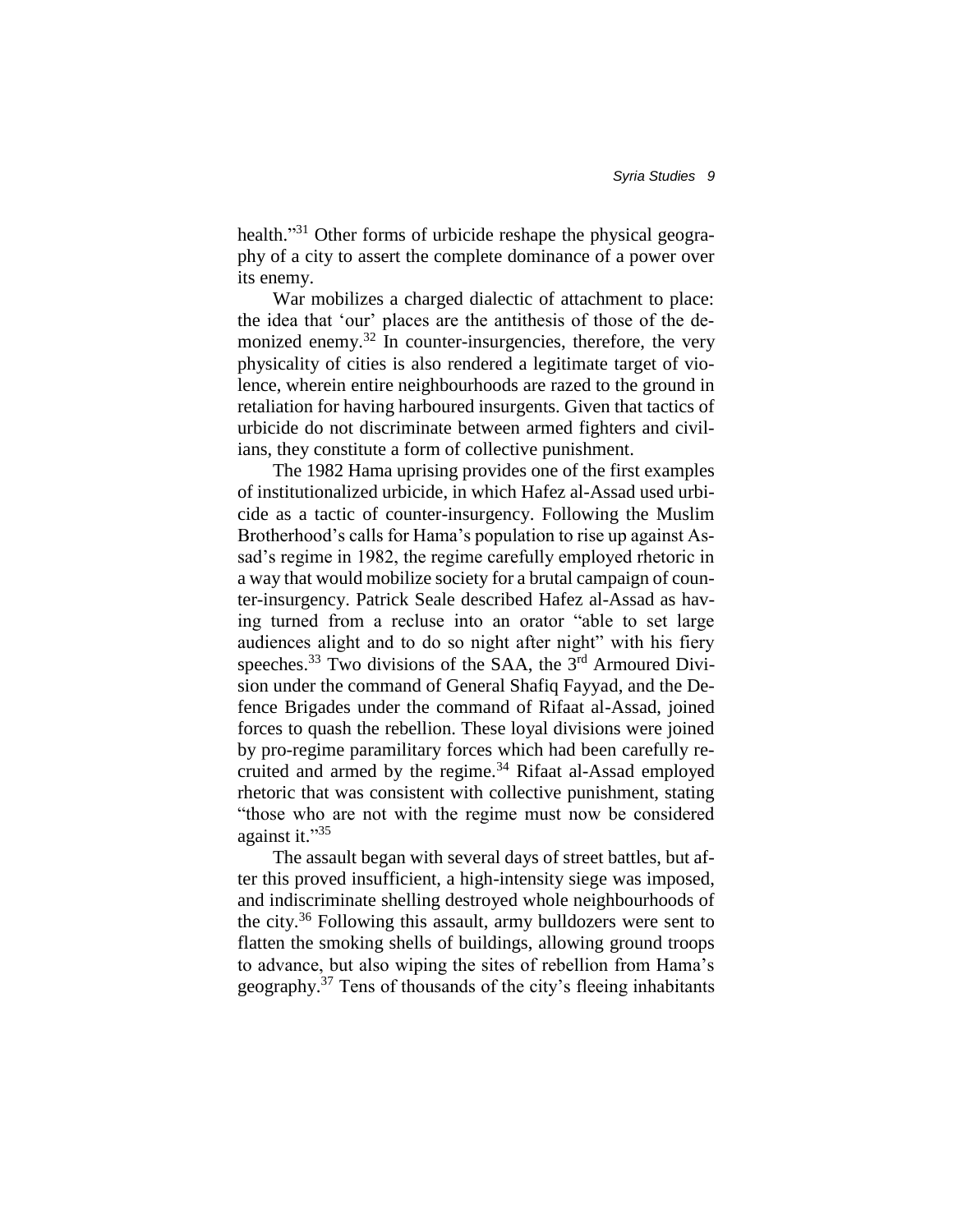health."[31] Other forms of urbicide reshape the physical geography of a city to assert the complete dominance of a power over its enemy.

War mobilizes a charged dialectic of attachment to place: the idea that 'our' places are the antithesis of those of the demonized enemy.[32] In counter-insurgencies, therefore, the very physicality of cities is also rendered a legitimate target of violence, wherein entire neighbourhoods are razed to the ground in retaliation for having harboured insurgents. Given that tactics of urbicide do not discriminate between armed fighters and civilians, they constitute a form of collective punishment.

The 1982 Hama uprising provides one of the first examples of institutionalized urbicide, in which Hafez al-Assad used urbicide as a tactic of counter-insurgency. Following the Muslim Brotherhood's calls for Hama's population to rise up against Assad's regime in 1982, the regime carefully employed rhetoric in a way that would mobilize society for a brutal campaign of counter-insurgency. Patrick Seale described Hafez al-Assad as having turned from a recluse into an orator "able to set large audiences alight and to do so night after night" with his fiery speeches.[33] Two divisions of the SAA, the 3rd Armoured Division under the command of General Shafiq Fayyad, and the Defence Brigades under the command of Rifaat al-Assad, joined forces to quash the rebellion. These loyal divisions were joined by pro-regime paramilitary forces which had been carefully recruited and armed by the regime.[34] Rifaat al-Assad employed rhetoric that was consistent with collective punishment, stating "those who are not with the regime must now be considered against it."[35]

The assault began with several days of street battles, but after this proved insufficient, a high-intensity siege was imposed, and indiscriminate shelling destroyed whole neighbourhoods of the city.[36] Following this assault, army bulldozers were sent to flatten the smoking shells of buildings, allowing ground troops to advance, but also wiping the sites of rebellion from Hama's geography.[37] Tens of thousands of the city's fleeing inhabitants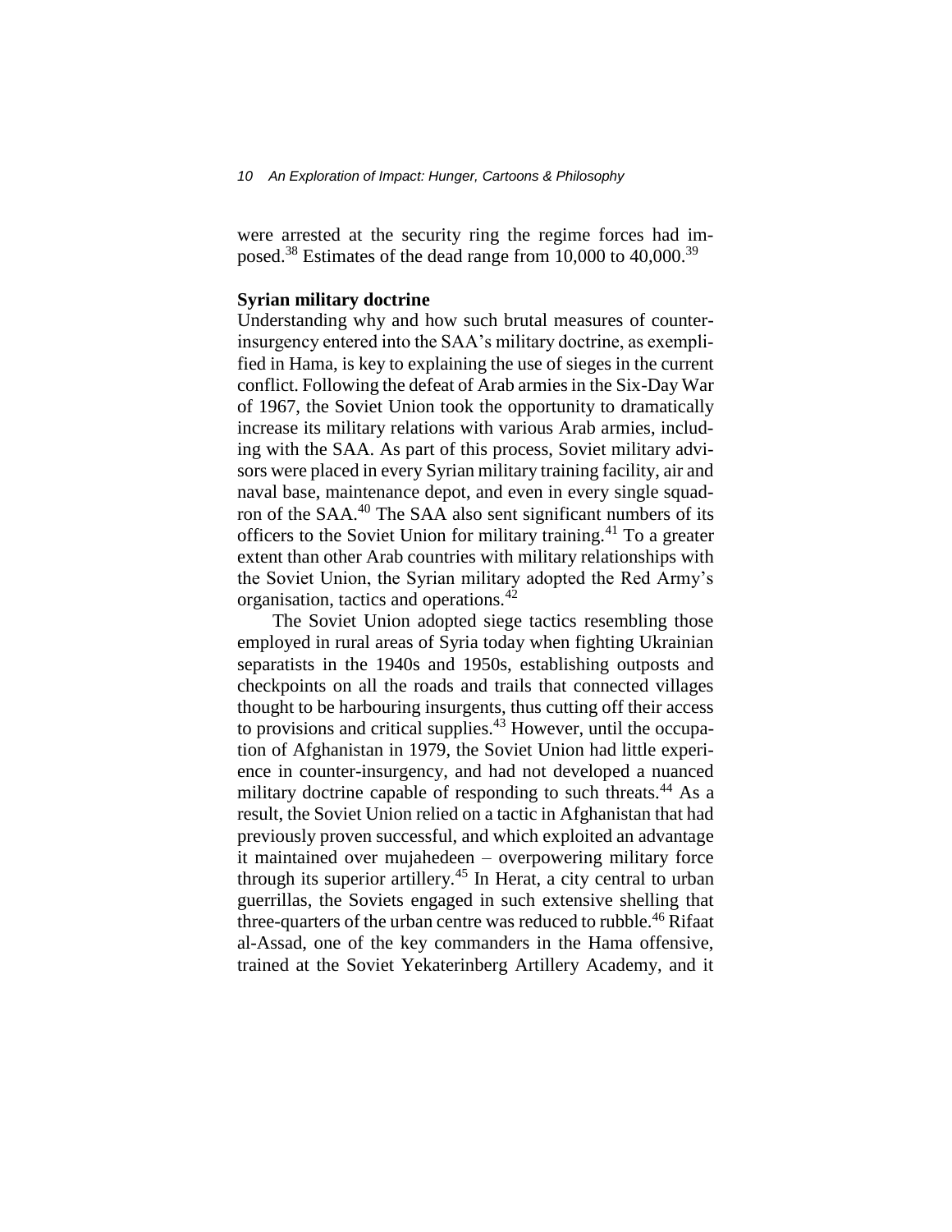were arrested at the security ring the regime forces had imposed.[38] Estimates of the dead range from 10,000 to 40,000.[39]

**Syrian military doctrine**

Understanding why and how such brutal measures of counter-insurgency entered into the SAA's military doctrine, as exemplified in Hama, is key to explaining the use of sieges in the current conflict. Following the defeat of Arab armies in the Six-Day War of 1967, the Soviet Union took the opportunity to dramatically increase its military relations with various Arab armies, including with the SAA. As part of this process, Soviet military advisors were placed in every Syrian military training facility, air and naval base, maintenance depot, and even in every single squadron of the SAA.[40] The SAA also sent significant numbers of its officers to the Soviet Union for military training.[41] To a greater extent than other Arab countries with military relationships with the Soviet Union, the Syrian military adopted the Red Army's organisation, tactics and operations.[42]

The Soviet Union adopted siege tactics resembling those employed in rural areas of Syria today when fighting Ukrainian separatists in the 1940s and 1950s, establishing outposts and checkpoints on all the roads and trails that connected villages thought to be harbouring insurgents, thus cutting off their access to provisions and critical supplies.[43] However, until the occupation of Afghanistan in 1979, the Soviet Union had little experience in counter-insurgency, and had not developed a nuanced military doctrine capable of responding to such threats.[44] As a result, the Soviet Union relied on a tactic in Afghanistan that had previously proven successful, and which exploited an advantage it maintained over mujahedeen – overpowering military force through its superior artillery.[45] In Herat, a city central to urban guerrillas, the Soviets engaged in such extensive shelling that three-quarters of the urban centre was reduced to rubble.[46] Rifaat al-Assad, one of the key commanders in the Hama offensive, trained at the Soviet Yekaterinberg Artillery Academy, and it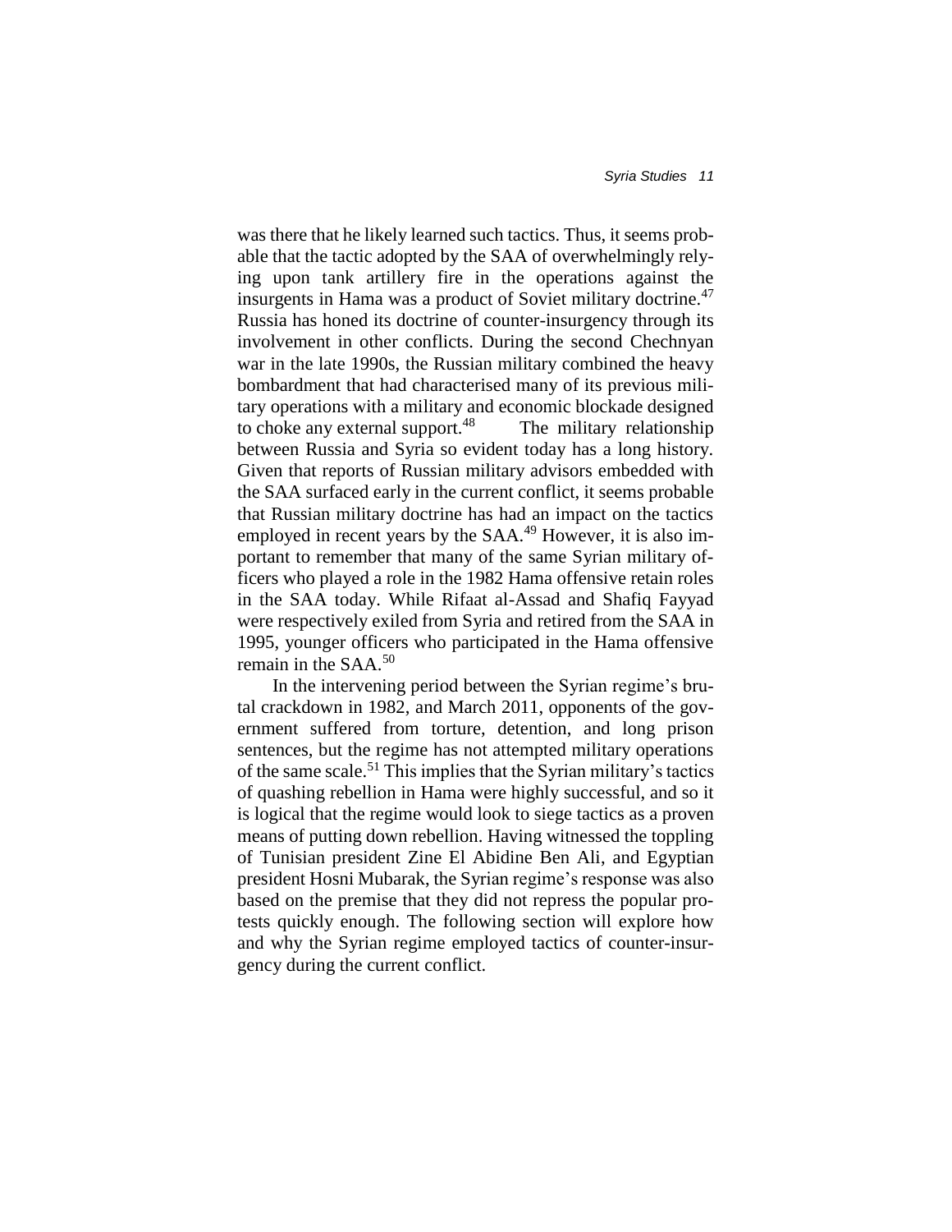was there that he likely learned such tactics. Thus, it seems probable that the tactic adopted by the SAA of overwhelmingly relying upon tank artillery fire in the operations against the insurgents in Hama was a product of Soviet military doctrine.[47] Russia has honed its doctrine of counter-insurgency through its involvement in other conflicts. During the second Chechnyan war in the late 1990s, the Russian military combined the heavy bombardment that had characterised many of its previous military operations with a military and economic blockade designed to choke any external support.[48] The military relationship between Russia and Syria so evident today has a long history. Given that reports of Russian military advisors embedded with the SAA surfaced early in the current conflict, it seems probable that Russian military doctrine has had an impact on the tactics employed in recent years by the SAA.[49] However, it is also important to remember that many of the same Syrian military officers who played a role in the 1982 Hama offensive retain roles in the SAA today. While Rifaat al-Assad and Shafiq Fayyad were respectively exiled from Syria and retired from the SAA in 1995, younger officers who participated in the Hama offensive remain in the SAA.[50]

In the intervening period between the Syrian regime's brutal crackdown in 1982, and March 2011, opponents of the government suffered from torture, detention, and long prison sentences, but the regime has not attempted military operations of the same scale.[51] This implies that the Syrian military's tactics of quashing rebellion in Hama were highly successful, and so it is logical that the regime would look to siege tactics as a proven means of putting down rebellion. Having witnessed the toppling of Tunisian president Zine El Abidine Ben Ali, and Egyptian president Hosni Mubarak, the Syrian regime's response was also based on the premise that they did not repress the popular protests quickly enough. The following section will explore how and why the Syrian regime employed tactics of counter-insurgency during the current conflict.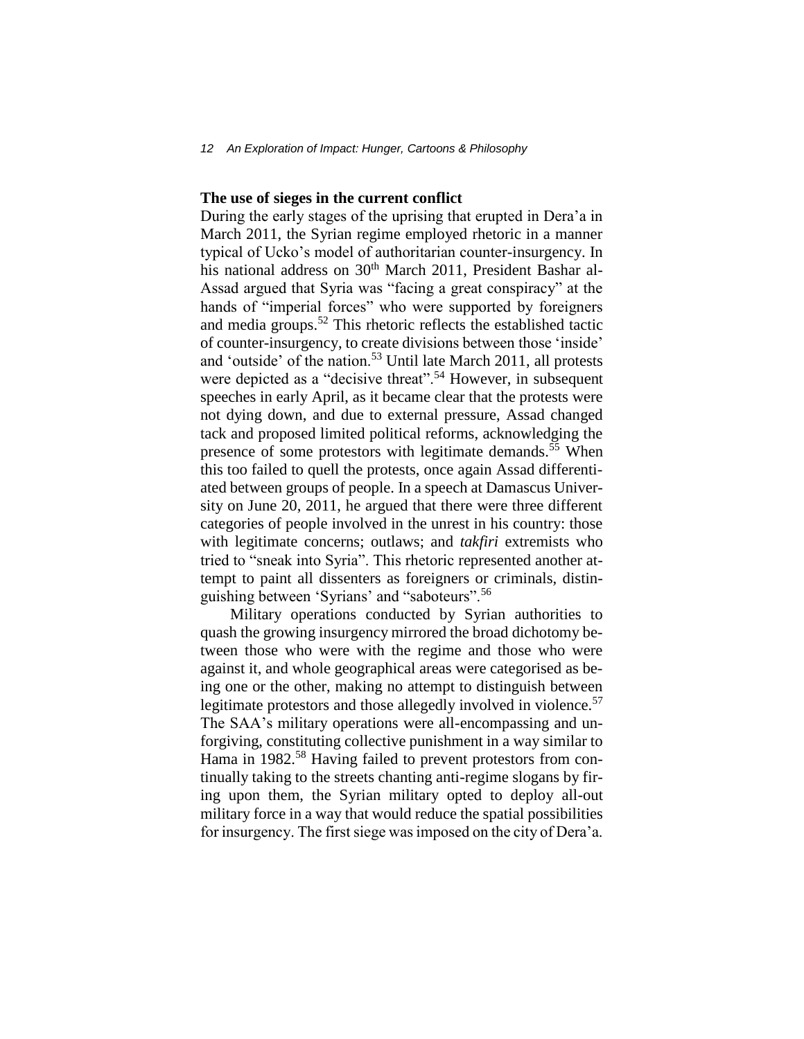### The use of sieges in the current conflict

During the early stages of the uprising that erupted in Dera'a in March 2011, the Syrian regime employed rhetoric in a manner typical of Ucko's model of authoritarian counter-insurgency. In his national address on 30th March 2011, President Bashar al-Assad argued that Syria was "facing a great conspiracy" at the hands of "imperial forces" who were supported by foreigners and media groups.[52] This rhetoric reflects the established tactic of counter-insurgency, to create divisions between those 'inside' and 'outside' of the nation.[53] Until late March 2011, all protests were depicted as a "decisive threat".[54] However, in subsequent speeches in early April, as it became clear that the protests were not dying down, and due to external pressure, Assad changed tack and proposed limited political reforms, acknowledging the presence of some protestors with legitimate demands.[55] When this too failed to quell the protests, once again Assad differentiated between groups of people. In a speech at Damascus University on June 20, 2011, he argued that there were three different categories of people involved in the unrest in his country: those with legitimate concerns; outlaws; and *takfiri* extremists who tried to "sneak into Syria". This rhetoric represented another attempt to paint all dissenters as foreigners or criminals, distinguishing between 'Syrians' and "saboteurs".[56]

Military operations conducted by Syrian authorities to quash the growing insurgency mirrored the broad dichotomy between those who were with the regime and those who were against it, and whole geographical areas were categorised as being one or the other, making no attempt to distinguish between legitimate protestors and those allegedly involved in violence.[57] The SAA's military operations were all-encompassing and unforgiving, constituting collective punishment in a way similar to Hama in 1982.[58] Having failed to prevent protestors from continually taking to the streets chanting anti-regime slogans by firing upon them, the Syrian military opted to deploy all-out military force in a way that would reduce the spatial possibilities for insurgency. The first siege was imposed on the city of Dera'a.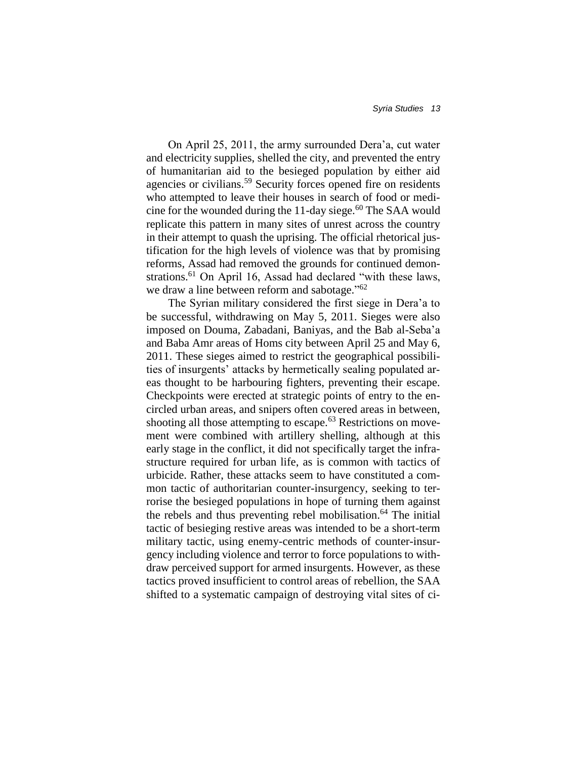On April 25, 2011, the army surrounded Dera'a, cut water and electricity supplies, shelled the city, and prevented the entry of humanitarian aid to the besieged population by either aid agencies or civilians.[59] Security forces opened fire on residents who attempted to leave their houses in search of food or medicine for the wounded during the 11-day siege.[60] The SAA would replicate this pattern in many sites of unrest across the country in their attempt to quash the uprising. The official rhetorical justification for the high levels of violence was that by promising reforms, Assad had removed the grounds for continued demonstrations.[61] On April 16, Assad had declared "with these laws, we draw a line between reform and sabotage."[62]

The Syrian military considered the first siege in Dera'a to be successful, withdrawing on May 5, 2011. Sieges were also imposed on Douma, Zabadani, Baniyas, and the Bab al-Seba'a and Baba Amr areas of Homs city between April 25 and May 6, 2011. These sieges aimed to restrict the geographical possibilities of insurgents' attacks by hermetically sealing populated areas thought to be harbouring fighters, preventing their escape. Checkpoints were erected at strategic points of entry to the encircled urban areas, and snipers often covered areas in between, shooting all those attempting to escape.[63] Restrictions on movement were combined with artillery shelling, although at this early stage in the conflict, it did not specifically target the infrastructure required for urban life, as is common with tactics of urbicide. Rather, these attacks seem to have constituted a common tactic of authoritarian counter-insurgency, seeking to terrorise the besieged populations in hope of turning them against the rebels and thus preventing rebel mobilisation.[64] The initial tactic of besieging restive areas was intended to be a short-term military tactic, using enemy-centric methods of counter-insurgency including violence and terror to force populations to withdraw perceived support for armed insurgents. However, as these tactics proved insufficient to control areas of rebellion, the SAA shifted to a systematic campaign of destroying vital sites of ci-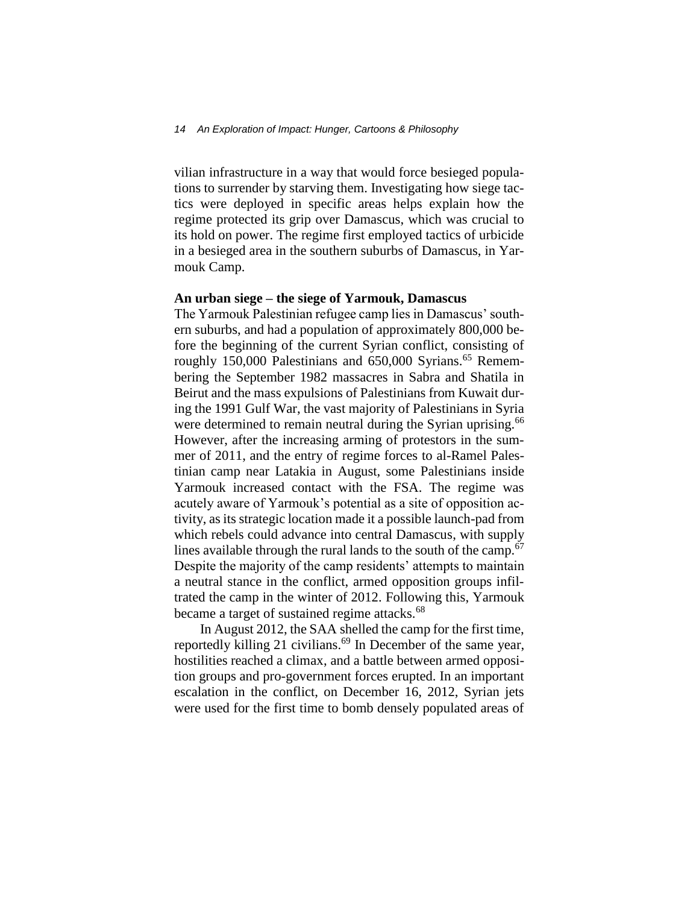vilian infrastructure in a way that would force besieged populations to surrender by starving them. Investigating how siege tactics were deployed in specific areas helps explain how the regime protected its grip over Damascus, which was crucial to its hold on power. The regime first employed tactics of urbicide in a besieged area in the southern suburbs of Damascus, in Yarmouk Camp.

### An urban siege – the siege of Yarmouk, Damascus

The Yarmouk Palestinian refugee camp lies in Damascus' southern suburbs, and had a population of approximately 800,000 before the beginning of the current Syrian conflict, consisting of roughly 150,000 Palestinians and 650,000 Syrians.[65] Remembering the September 1982 massacres in Sabra and Shatila in Beirut and the mass expulsions of Palestinians from Kuwait during the 1991 Gulf War, the vast majority of Palestinians in Syria were determined to remain neutral during the Syrian uprising.[66] However, after the increasing arming of protestors in the summer of 2011, and the entry of regime forces to al-Ramel Palestinian camp near Latakia in August, some Palestinians inside Yarmouk increased contact with the FSA. The regime was acutely aware of Yarmouk's potential as a site of opposition activity, as its strategic location made it a possible launch-pad from which rebels could advance into central Damascus, with supply lines available through the rural lands to the south of the camp.[67] Despite the majority of the camp residents' attempts to maintain a neutral stance in the conflict, armed opposition groups infiltrated the camp in the winter of 2012. Following this, Yarmouk became a target of sustained regime attacks.[68]

In August 2012, the SAA shelled the camp for the first time, reportedly killing 21 civilians.[69] In December of the same year, hostilities reached a climax, and a battle between armed opposition groups and pro-government forces erupted. In an important escalation in the conflict, on December 16, 2012, Syrian jets were used for the first time to bomb densely populated areas of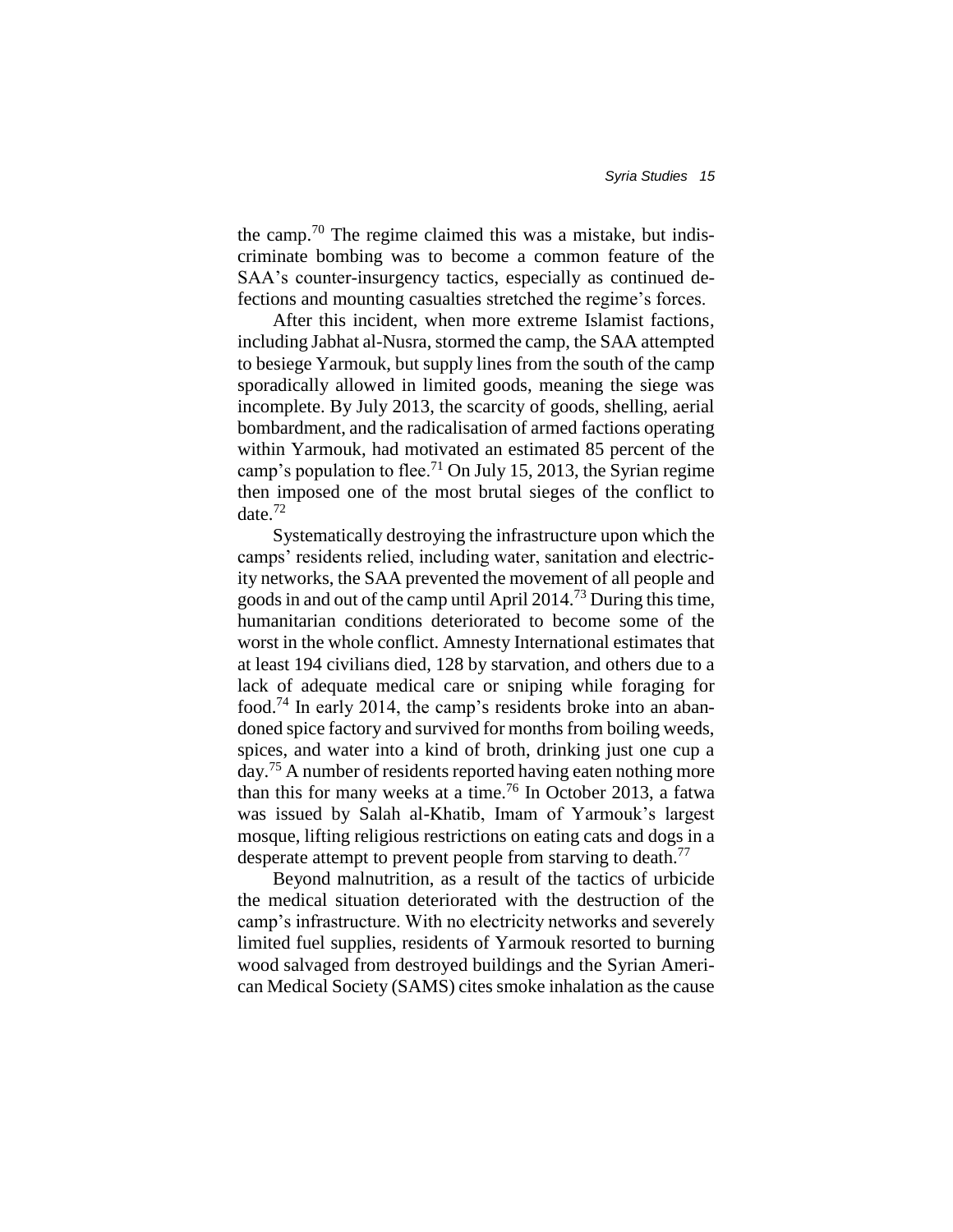the camp.[70] The regime claimed this was a mistake, but indiscriminate bombing was to become a common feature of the SAA's counter-insurgency tactics, especially as continued defections and mounting casualties stretched the regime's forces.

After this incident, when more extreme Islamist factions, including Jabhat al-Nusra, stormed the camp, the SAA attempted to besiege Yarmouk, but supply lines from the south of the camp sporadically allowed in limited goods, meaning the siege was incomplete. By July 2013, the scarcity of goods, shelling, aerial bombardment, and the radicalisation of armed factions operating within Yarmouk, had motivated an estimated 85 percent of the camp's population to flee.[71] On July 15, 2013, the Syrian regime then imposed one of the most brutal sieges of the conflict to date.[72]

Systematically destroying the infrastructure upon which the camps' residents relied, including water, sanitation and electricity networks, the SAA prevented the movement of all people and goods in and out of the camp until April 2014.[73] During this time, humanitarian conditions deteriorated to become some of the worst in the whole conflict. Amnesty International estimates that at least 194 civilians died, 128 by starvation, and others due to a lack of adequate medical care or sniping while foraging for food.[74] In early 2014, the camp's residents broke into an abandoned spice factory and survived for months from boiling weeds, spices, and water into a kind of broth, drinking just one cup a day.[75] A number of residents reported having eaten nothing more than this for many weeks at a time.[76] In October 2013, a fatwa was issued by Salah al-Khatib, Imam of Yarmouk's largest mosque, lifting religious restrictions on eating cats and dogs in a desperate attempt to prevent people from starving to death.[77]

Beyond malnutrition, as a result of the tactics of urbicide the medical situation deteriorated with the destruction of the camp's infrastructure. With no electricity networks and severely limited fuel supplies, residents of Yarmouk resorted to burning wood salvaged from destroyed buildings and the Syrian American Medical Society (SAMS) cites smoke inhalation as the cause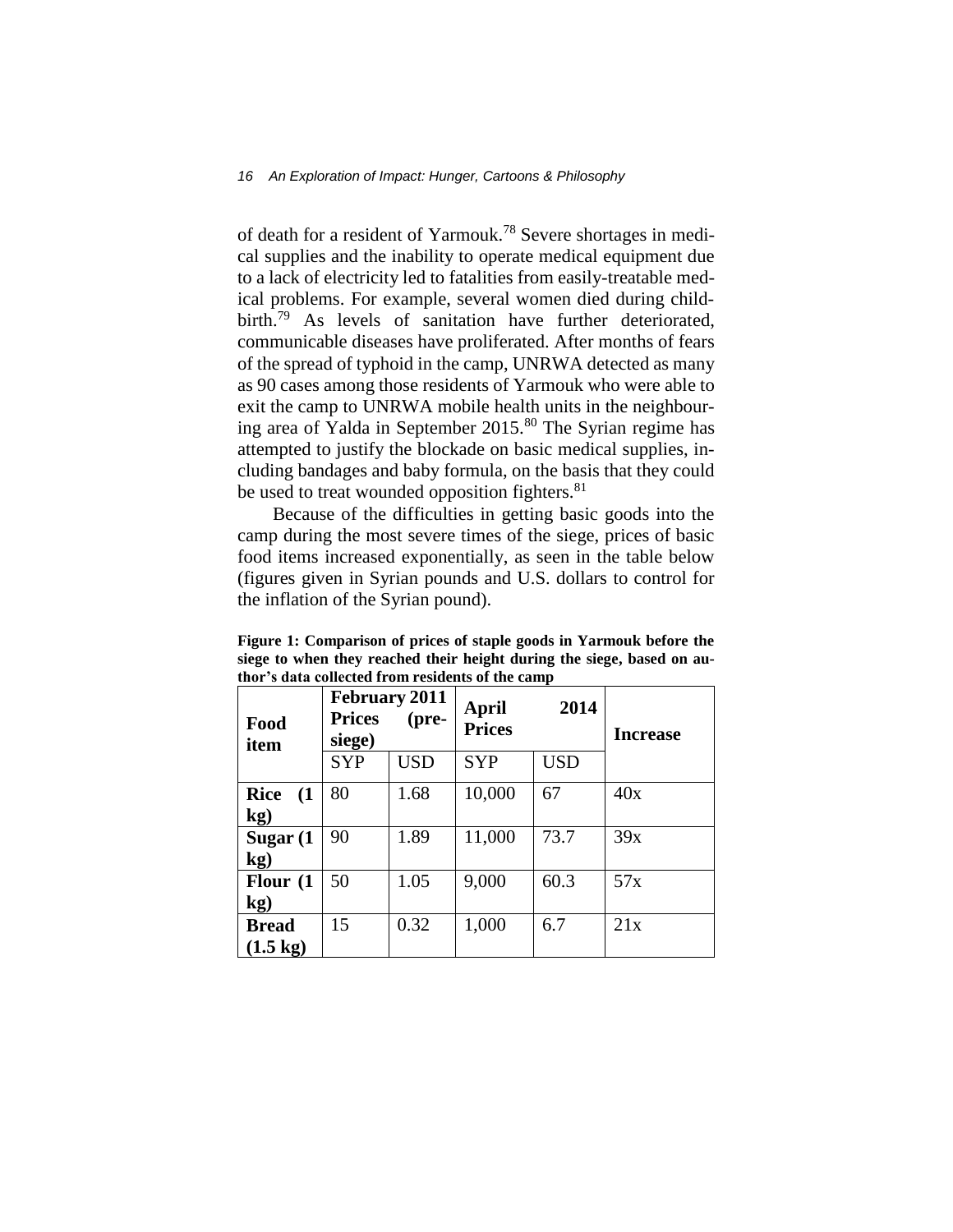of death for a resident of Yarmouk.[78] Severe shortages in medical supplies and the inability to operate medical equipment due to a lack of electricity led to fatalities from easily-treatable medical problems. For example, several women died during childbirth.[79] As levels of sanitation have further deteriorated, communicable diseases have proliferated. After months of fears of the spread of typhoid in the camp, UNRWA detected as many as 90 cases among those residents of Yarmouk who were able to exit the camp to UNRWA mobile health units in the neighbouring area of Yalda in September 2015.[80] The Syrian regime has attempted to justify the blockade on basic medical supplies, including bandages and baby formula, on the basis that they could be used to treat wounded opposition fighters.[81]

Because of the difficulties in getting basic goods into the camp during the most severe times of the siege, prices of basic food items increased exponentially, as seen in the table below (figures given in Syrian pounds and U.S. dollars to control for the inflation of the Syrian pound).

**Figure 1: Comparison of prices of staple goods in Yarmouk before the siege to when they reached their height during the siege, based on author's data collected from residents of the camp**

| Food item | February 2011 Prices (pre-siege) | | April 2014 Prices | | Increase |
|---|---|---|---|---|---|
| | SYP | USD | SYP | USD | |
| **Rice (1 kg)** | 80 | 1.68 | 10,000 | 67 | 40x |
| **Sugar (1 kg)** | 90 | 1.89 | 11,000 | 73.7 | 39x |
| **Flour (1 kg)** | 50 | 1.05 | 9,000 | 60.3 | 57x |
| **Bread (1.5 kg)** | 15 | 0.32 | 1,000 | 6.7 | 21x |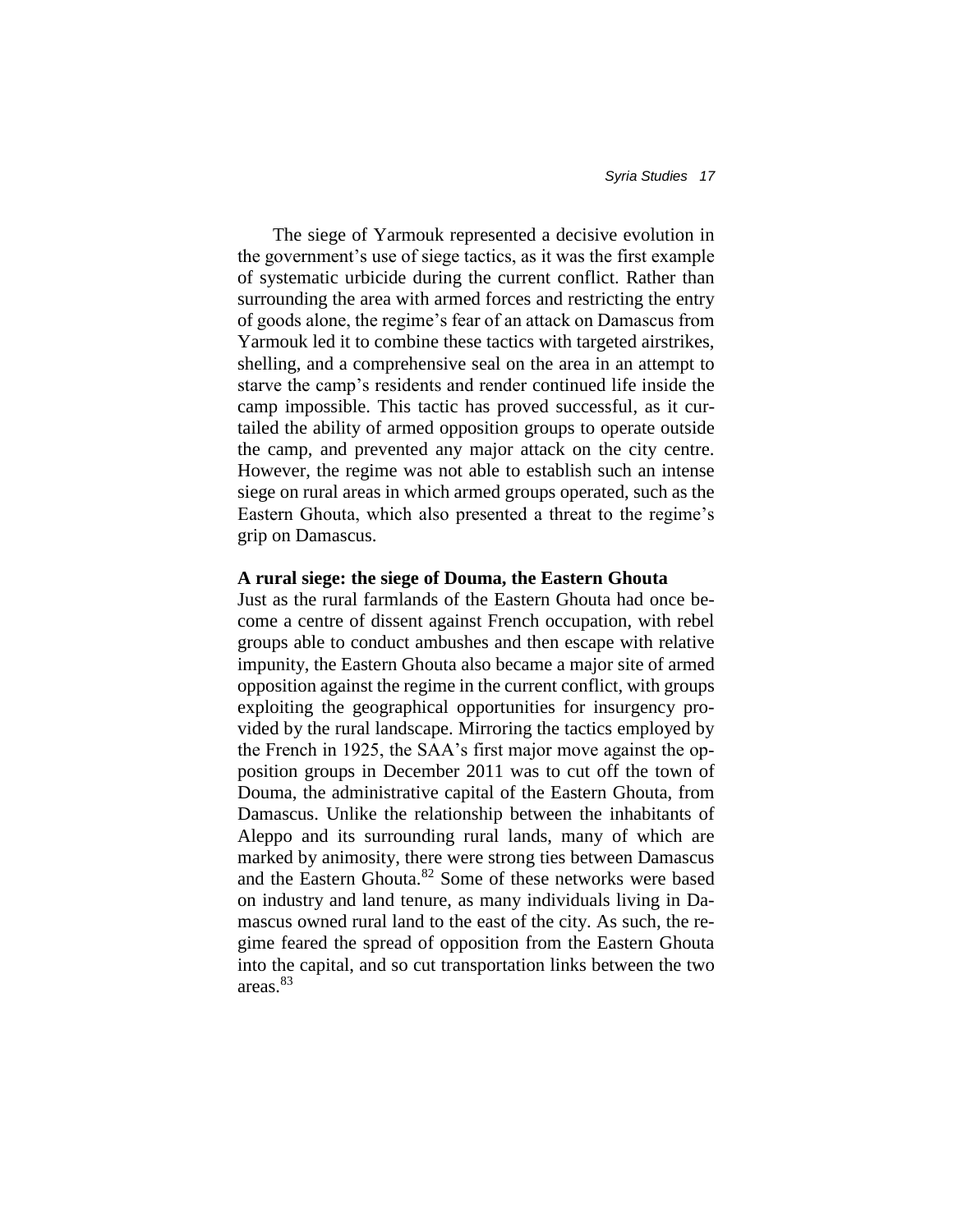The siege of Yarmouk represented a decisive evolution in the government's use of siege tactics, as it was the first example of systematic urbicide during the current conflict. Rather than surrounding the area with armed forces and restricting the entry of goods alone, the regime's fear of an attack on Damascus from Yarmouk led it to combine these tactics with targeted airstrikes, shelling, and a comprehensive seal on the area in an attempt to starve the camp's residents and render continued life inside the camp impossible. This tactic has proved successful, as it curtailed the ability of armed opposition groups to operate outside the camp, and prevented any major attack on the city centre. However, the regime was not able to establish such an intense siege on rural areas in which armed groups operated, such as the Eastern Ghouta, which also presented a threat to the regime's grip on Damascus.

**A rural siege: the siege of Douma, the Eastern Ghouta**

Just as the rural farmlands of the Eastern Ghouta had once become a centre of dissent against French occupation, with rebel groups able to conduct ambushes and then escape with relative impunity, the Eastern Ghouta also became a major site of armed opposition against the regime in the current conflict, with groups exploiting the geographical opportunities for insurgency provided by the rural landscape. Mirroring the tactics employed by the French in 1925, the SAA's first major move against the opposition groups in December 2011 was to cut off the town of Douma, the administrative capital of the Eastern Ghouta, from Damascus. Unlike the relationship between the inhabitants of Aleppo and its surrounding rural lands, many of which are marked by animosity, there were strong ties between Damascus and the Eastern Ghouta.[82] Some of these networks were based on industry and land tenure, as many individuals living in Damascus owned rural land to the east of the city. As such, the regime feared the spread of opposition from the Eastern Ghouta into the capital, and so cut transportation links between the two areas.[83]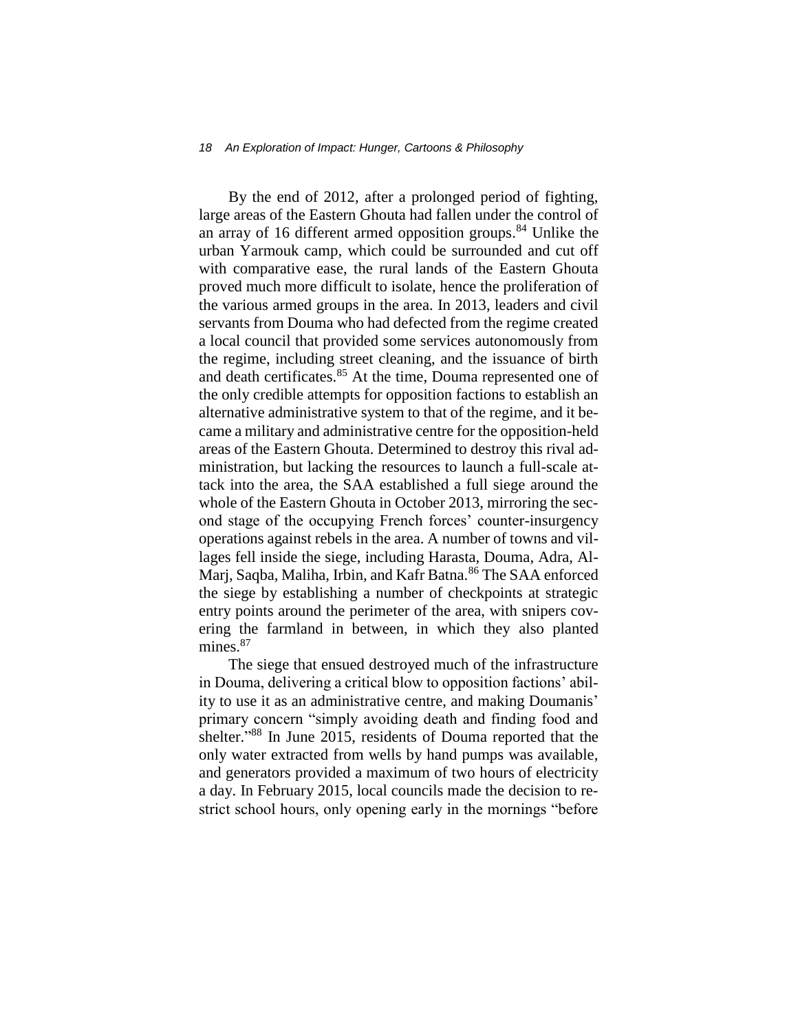By the end of 2012, after a prolonged period of fighting, large areas of the Eastern Ghouta had fallen under the control of an array of 16 different armed opposition groups.[84] Unlike the urban Yarmouk camp, which could be surrounded and cut off with comparative ease, the rural lands of the Eastern Ghouta proved much more difficult to isolate, hence the proliferation of the various armed groups in the area. In 2013, leaders and civil servants from Douma who had defected from the regime created a local council that provided some services autonomously from the regime, including street cleaning, and the issuance of birth and death certificates.[85] At the time, Douma represented one of the only credible attempts for opposition factions to establish an alternative administrative system to that of the regime, and it became a military and administrative centre for the opposition-held areas of the Eastern Ghouta. Determined to destroy this rival administration, but lacking the resources to launch a full-scale attack into the area, the SAA established a full siege around the whole of the Eastern Ghouta in October 2013, mirroring the second stage of the occupying French forces' counter-insurgency operations against rebels in the area. A number of towns and villages fell inside the siege, including Harasta, Douma, Adra, Al-Marj, Saqba, Maliha, Irbin, and Kafr Batna.[86] The SAA enforced the siege by establishing a number of checkpoints at strategic entry points around the perimeter of the area, with snipers covering the farmland in between, in which they also planted mines.[87]

The siege that ensued destroyed much of the infrastructure in Douma, delivering a critical blow to opposition factions' ability to use it as an administrative centre, and making Doumanis' primary concern "simply avoiding death and finding food and shelter."[88] In June 2015, residents of Douma reported that the only water extracted from wells by hand pumps was available, and generators provided a maximum of two hours of electricity a day. In February 2015, local councils made the decision to restrict school hours, only opening early in the mornings "before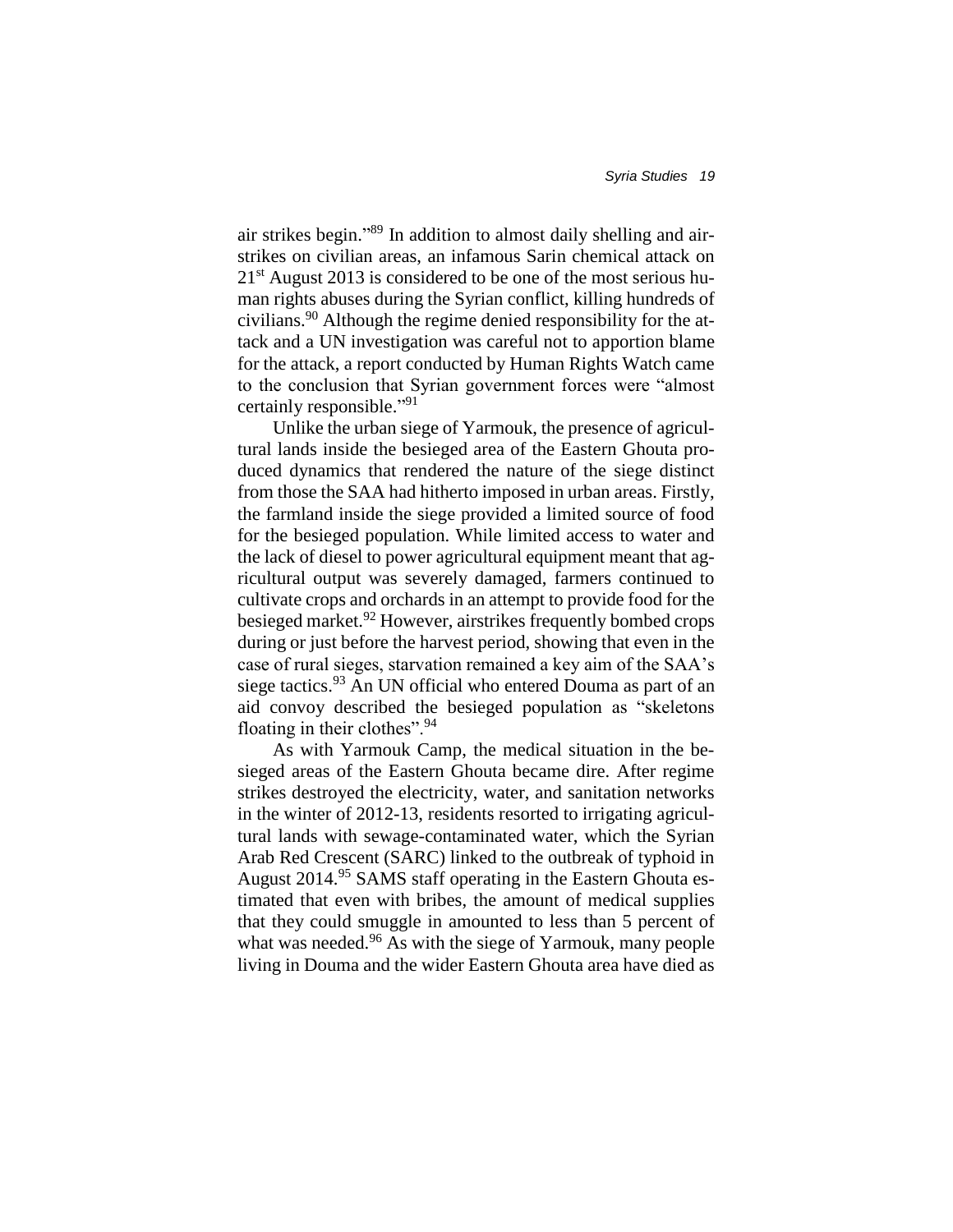air strikes begin."[89] In addition to almost daily shelling and airstrikes on civilian areas, an infamous Sarin chemical attack on 21st August 2013 is considered to be one of the most serious human rights abuses during the Syrian conflict, killing hundreds of civilians.[90] Although the regime denied responsibility for the attack and a UN investigation was careful not to apportion blame for the attack, a report conducted by Human Rights Watch came to the conclusion that Syrian government forces were "almost certainly responsible."[91]

Unlike the urban siege of Yarmouk, the presence of agricultural lands inside the besieged area of the Eastern Ghouta produced dynamics that rendered the nature of the siege distinct from those the SAA had hitherto imposed in urban areas. Firstly, the farmland inside the siege provided a limited source of food for the besieged population. While limited access to water and the lack of diesel to power agricultural equipment meant that agricultural output was severely damaged, farmers continued to cultivate crops and orchards in an attempt to provide food for the besieged market.[92] However, airstrikes frequently bombed crops during or just before the harvest period, showing that even in the case of rural sieges, starvation remained a key aim of the SAA's siege tactics.[93] An UN official who entered Douma as part of an aid convoy described the besieged population as "skeletons floating in their clothes".[94]

As with Yarmouk Camp, the medical situation in the besieged areas of the Eastern Ghouta became dire. After regime strikes destroyed the electricity, water, and sanitation networks in the winter of 2012-13, residents resorted to irrigating agricultural lands with sewage-contaminated water, which the Syrian Arab Red Crescent (SARC) linked to the outbreak of typhoid in August 2014.[95] SAMS staff operating in the Eastern Ghouta estimated that even with bribes, the amount of medical supplies that they could smuggle in amounted to less than 5 percent of what was needed.[96] As with the siege of Yarmouk, many people living in Douma and the wider Eastern Ghouta area have died as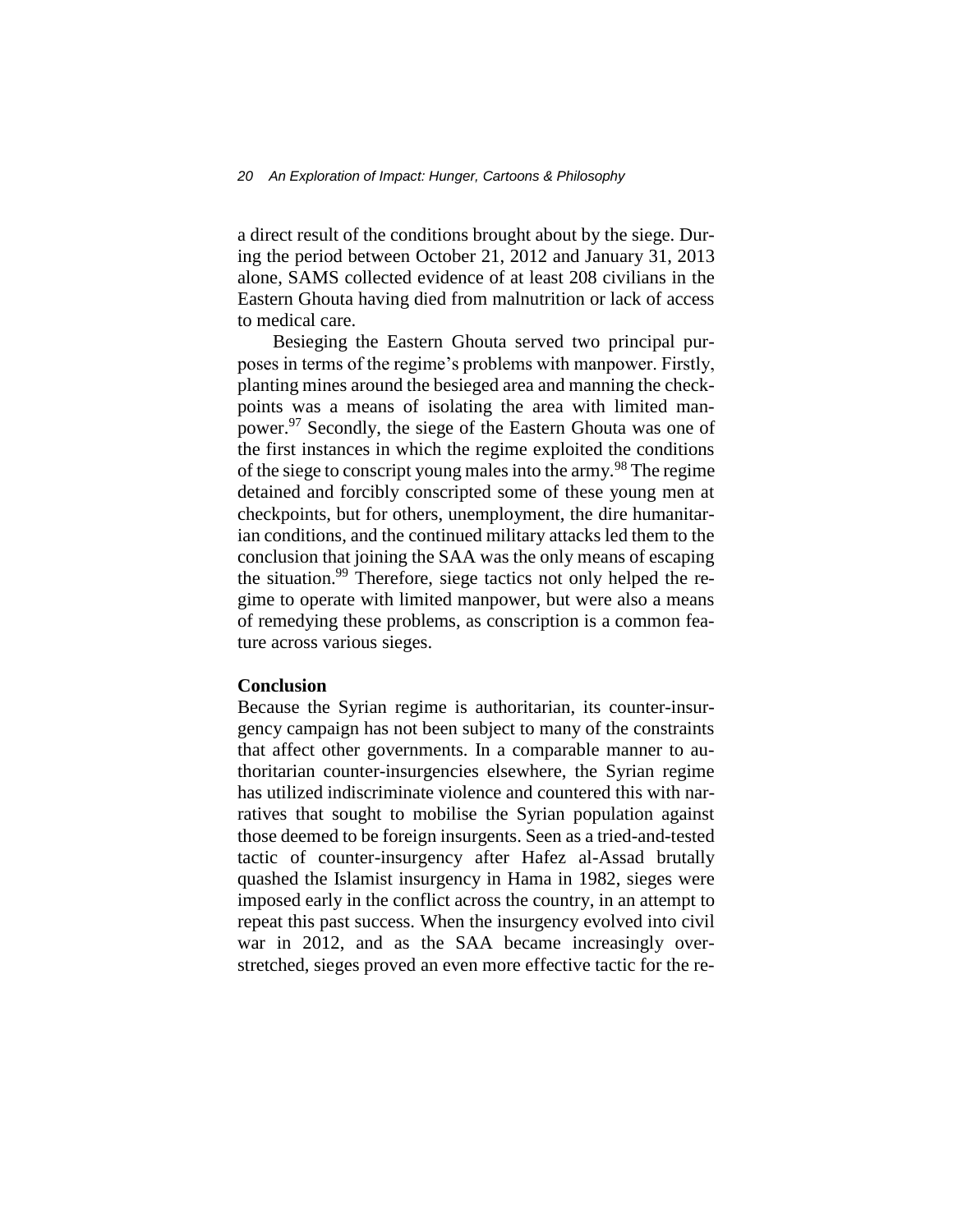a direct result of the conditions brought about by the siege. During the period between October 21, 2012 and January 31, 2013 alone, SAMS collected evidence of at least 208 civilians in the Eastern Ghouta having died from malnutrition or lack of access to medical care.

Besieging the Eastern Ghouta served two principal purposes in terms of the regime's problems with manpower. Firstly, planting mines around the besieged area and manning the checkpoints was a means of isolating the area with limited manpower.[97] Secondly, the siege of the Eastern Ghouta was one of the first instances in which the regime exploited the conditions of the siege to conscript young males into the army.[98] The regime detained and forcibly conscripted some of these young men at checkpoints, but for others, unemployment, the dire humanitarian conditions, and the continued military attacks led them to the conclusion that joining the SAA was the only means of escaping the situation.[99] Therefore, siege tactics not only helped the regime to operate with limited manpower, but were also a means of remedying these problems, as conscription is a common feature across various sieges.

## Conclusion

Because the Syrian regime is authoritarian, its counter-insurgency campaign has not been subject to many of the constraints that affect other governments. In a comparable manner to authoritarian counter-insurgencies elsewhere, the Syrian regime has utilized indiscriminate violence and countered this with narratives that sought to mobilise the Syrian population against those deemed to be foreign insurgents. Seen as a tried-and-tested tactic of counter-insurgency after Hafez al-Assad brutally quashed the Islamist insurgency in Hama in 1982, sieges were imposed early in the conflict across the country, in an attempt to repeat this past success. When the insurgency evolved into civil war in 2012, and as the SAA became increasingly overstretched, sieges proved an even more effective tactic for the re-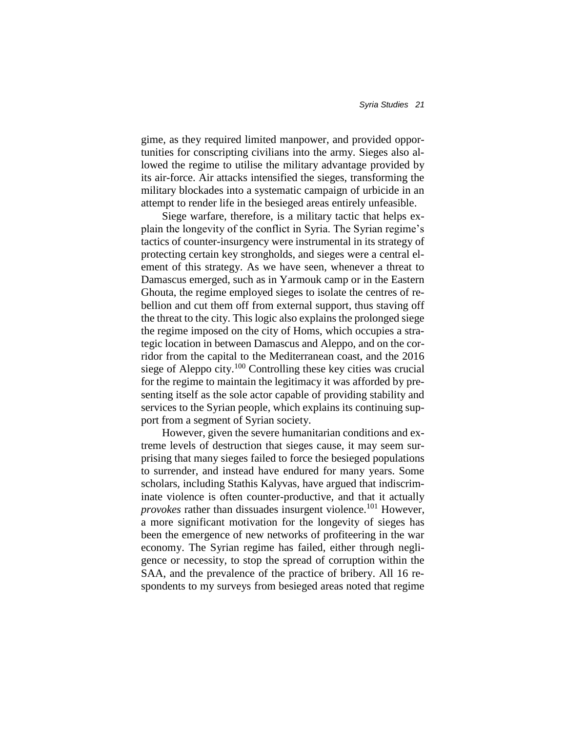gime, as they required limited manpower, and provided opportunities for conscripting civilians into the army. Sieges also allowed the regime to utilise the military advantage provided by its air-force. Air attacks intensified the sieges, transforming the military blockades into a systematic campaign of urbicide in an attempt to render life in the besieged areas entirely unfeasible.

Siege warfare, therefore, is a military tactic that helps explain the longevity of the conflict in Syria. The Syrian regime's tactics of counter-insurgency were instrumental in its strategy of protecting certain key strongholds, and sieges were a central element of this strategy. As we have seen, whenever a threat to Damascus emerged, such as in Yarmouk camp or in the Eastern Ghouta, the regime employed sieges to isolate the centres of rebellion and cut them off from external support, thus staving off the threat to the city. This logic also explains the prolonged siege the regime imposed on the city of Homs, which occupies a strategic location in between Damascus and Aleppo, and on the corridor from the capital to the Mediterranean coast, and the 2016 siege of Aleppo city.[100] Controlling these key cities was crucial for the regime to maintain the legitimacy it was afforded by presenting itself as the sole actor capable of providing stability and services to the Syrian people, which explains its continuing support from a segment of Syrian society.

However, given the severe humanitarian conditions and extreme levels of destruction that sieges cause, it may seem surprising that many sieges failed to force the besieged populations to surrender, and instead have endured for many years. Some scholars, including Stathis Kalyvas, have argued that indiscriminate violence is often counter-productive, and that it actually *provokes* rather than dissuades insurgent violence.[101] However, a more significant motivation for the longevity of sieges has been the emergence of new networks of profiteering in the war economy. The Syrian regime has failed, either through negligence or necessity, to stop the spread of corruption within the SAA, and the prevalence of the practice of bribery. All 16 respondents to my surveys from besieged areas noted that regime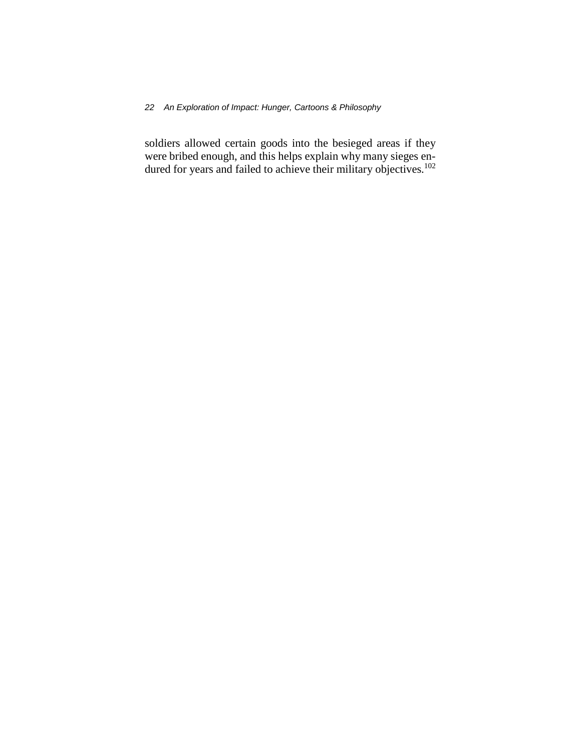soldiers allowed certain goods into the besieged areas if they were bribed enough, and this helps explain why many sieges endured for years and failed to achieve their military objectives.[102]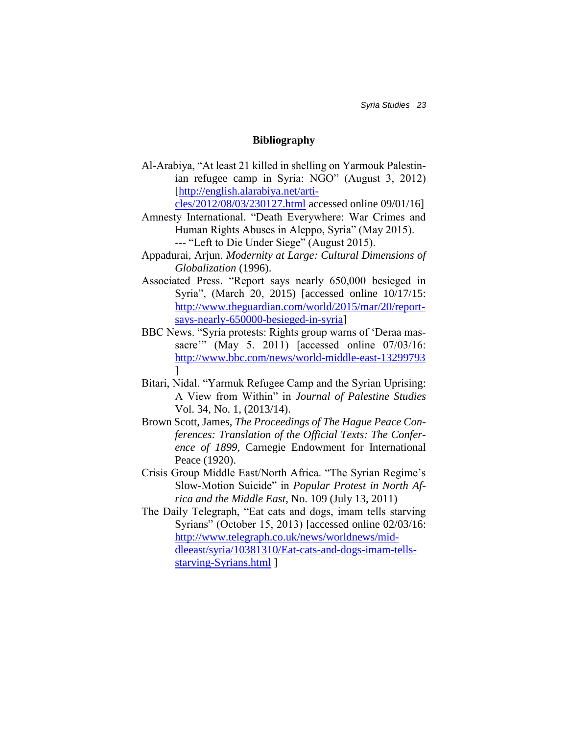## Bibliography

Al-Arabiya, "At least 21 killed in shelling on Yarmouk Palestinian refugee camp in Syria: NGO" (August 3, 2012) [http://english.alarabiya.net/articles/2012/08/03/230127.html accessed online 09/01/16]

Amnesty International. "Death Everywhere: War Crimes and Human Rights Abuses in Aleppo, Syria" (May 2015).
--- "Left to Die Under Siege" (August 2015).

Appadurai, Arjun. *Modernity at Large: Cultural Dimensions of Globalization* (1996).

Associated Press. "Report says nearly 650,000 besieged in Syria", (March 20, 2015) [accessed online 10/17/15: http://www.theguardian.com/world/2015/mar/20/report-says-nearly-650000-besieged-in-syria]

BBC News. "Syria protests: Rights group warns of 'Deraa massacre'" (May 5. 2011) [accessed online 07/03/16: http://www.bbc.com/news/world-middle-east-13299793 ]

Bitari, Nidal. "Yarmuk Refugee Camp and the Syrian Uprising: A View from Within" in *Journal of Palestine Studies* Vol. 34, No. 1, (2013/14).

Brown Scott, James, *The Proceedings of The Hague Peace Conferences: Translation of the Official Texts: The Conference of 1899*, Carnegie Endowment for International Peace (1920).

Crisis Group Middle East/North Africa. "The Syrian Regime's Slow-Motion Suicide" in *Popular Protest in North Africa and the Middle East*, No. 109 (July 13, 2011)

The Daily Telegraph, "Eat cats and dogs, imam tells starving Syrians" (October 15, 2013) [accessed online 02/03/16: http://www.telegraph.co.uk/news/worldnews/middleeast/syria/10381310/Eat-cats-and-dogs-imam-tells-starving-Syrians.html ]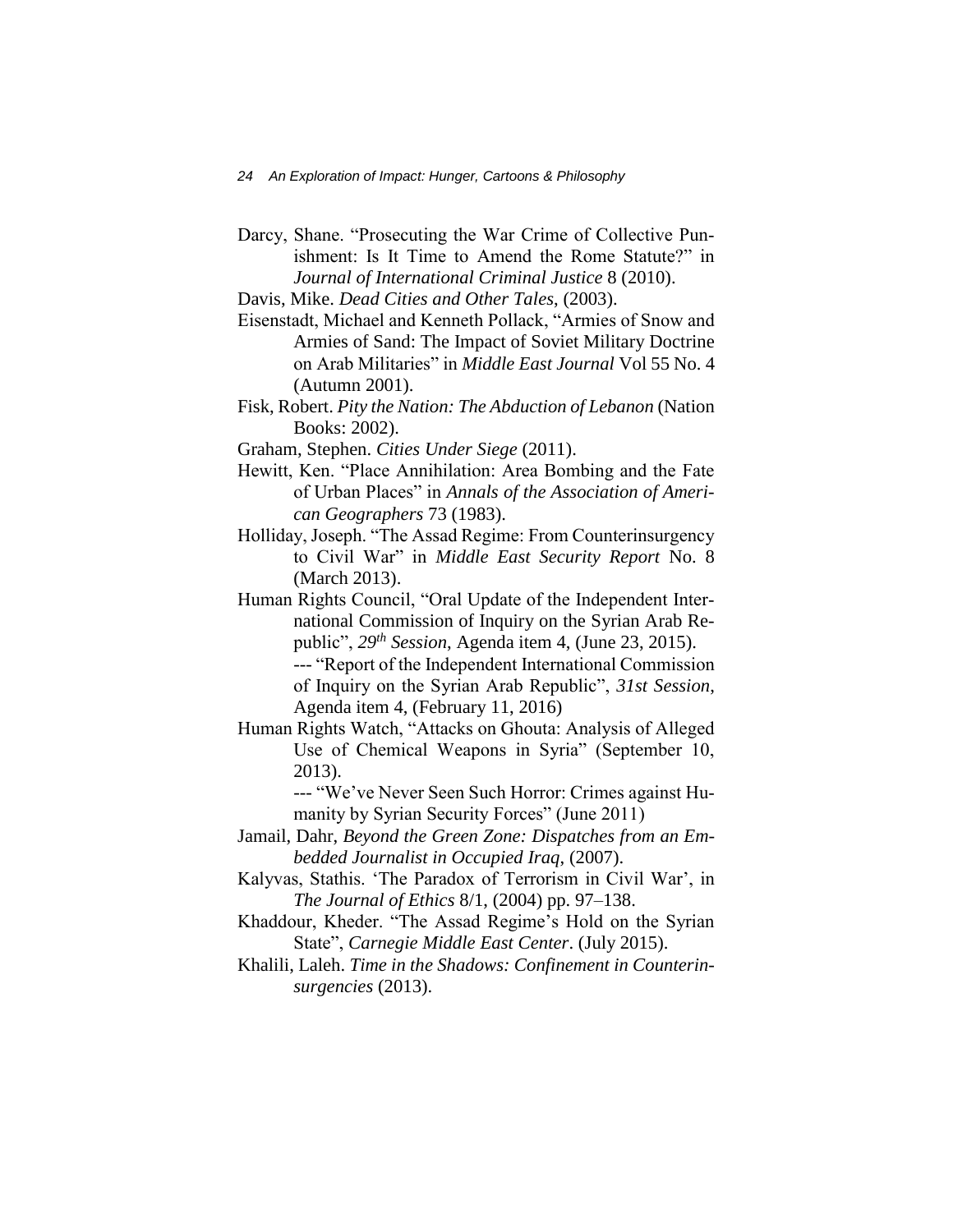Darcy, Shane. "Prosecuting the War Crime of Collective Punishment: Is It Time to Amend the Rome Statute?" in *Journal of International Criminal Justice* 8 (2010).

Davis, Mike. *Dead Cities and Other Tales*, (2003).

Eisenstadt, Michael and Kenneth Pollack, "Armies of Snow and Armies of Sand: The Impact of Soviet Military Doctrine on Arab Militaries" in *Middle East Journal* Vol 55 No. 4 (Autumn 2001).

Fisk, Robert. *Pity the Nation: The Abduction of Lebanon* (Nation Books: 2002).

Graham, Stephen. *Cities Under Siege* (2011).

Hewitt, Ken. "Place Annihilation: Area Bombing and the Fate of Urban Places" in *Annals of the Association of American Geographers* 73 (1983).

Holliday, Joseph. "The Assad Regime: From Counterinsurgency to Civil War" in *Middle East Security Report* No. 8 (March 2013).

Human Rights Council, "Oral Update of the Independent International Commission of Inquiry on the Syrian Arab Republic", *29th Session*, Agenda item 4, (June 23, 2015).

--- "Report of the Independent International Commission of Inquiry on the Syrian Arab Republic", *31st Session*, Agenda item 4, (February 11, 2016)

Human Rights Watch, "Attacks on Ghouta: Analysis of Alleged Use of Chemical Weapons in Syria" (September 10, 2013).

--- "We've Never Seen Such Horror: Crimes against Humanity by Syrian Security Forces" (June 2011)

Jamail, Dahr, *Beyond the Green Zone: Dispatches from an Embedded Journalist in Occupied Iraq*, (2007).

Kalyvas, Stathis. 'The Paradox of Terrorism in Civil War', in *The Journal of Ethics* 8/1, (2004) pp. 97–138.

Khaddour, Kheder. "The Assad Regime's Hold on the Syrian State", *Carnegie Middle East Center*. (July 2015).

Khalili, Laleh. *Time in the Shadows: Confinement in Counterinsurgencies* (2013).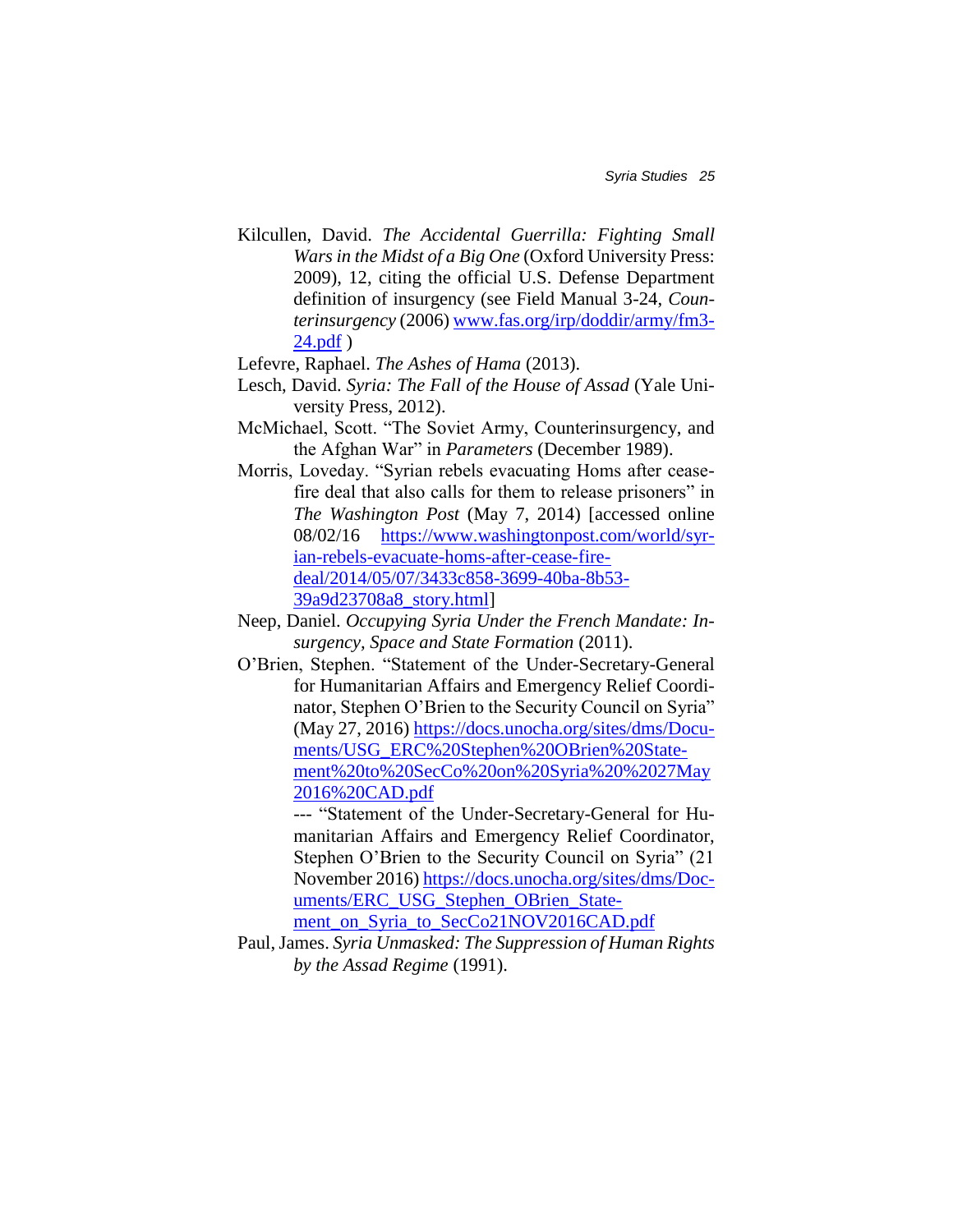Kilcullen, David. *The Accidental Guerrilla: Fighting Small Wars in the Midst of a Big One* (Oxford University Press: 2009), 12, citing the official U.S. Defense Department definition of insurgency (see Field Manual 3-24, *Counterinsurgency* (2006) www.fas.org/irp/doddir/army/fm3-24.pdf )

Lefevre, Raphael. *The Ashes of Hama* (2013).

Lesch, David. *Syria: The Fall of the House of Assad* (Yale University Press, 2012).

McMichael, Scott. "The Soviet Army, Counterinsurgency, and the Afghan War" in *Parameters* (December 1989).

Morris, Loveday. "Syrian rebels evacuating Homs after ceasefire deal that also calls for them to release prisoners" in *The Washington Post* (May 7, 2014) [accessed online 08/02/16 https://www.washingtonpost.com/world/syrian-rebels-evacuate-homs-after-cease-fire-deal/2014/05/07/3433c858-3699-40ba-8b53-39a9d23708a8_story.html]

Neep, Daniel. *Occupying Syria Under the French Mandate: Insurgency, Space and State Formation* (2011).

O'Brien, Stephen. "Statement of the Under-Secretary-General for Humanitarian Affairs and Emergency Relief Coordinator, Stephen O'Brien to the Security Council on Syria" (May 27, 2016) https://docs.unocha.org/sites/dms/Documents/USG_ERC%20Stephen%20OBrien%20Statement%20to%20SecCo%20on%20Syria%20%2027May2016%20CAD.pdf

--- "Statement of the Under-Secretary-General for Humanitarian Affairs and Emergency Relief Coordinator, Stephen O'Brien to the Security Council on Syria" (21 November 2016) https://docs.unocha.org/sites/dms/Documents/ERC_USG_Stephen_OBrien_Statement_on_Syria_to_SecCo21NOV2016CAD.pdf

Paul, James. *Syria Unmasked: The Suppression of Human Rights by the Assad Regime* (1991).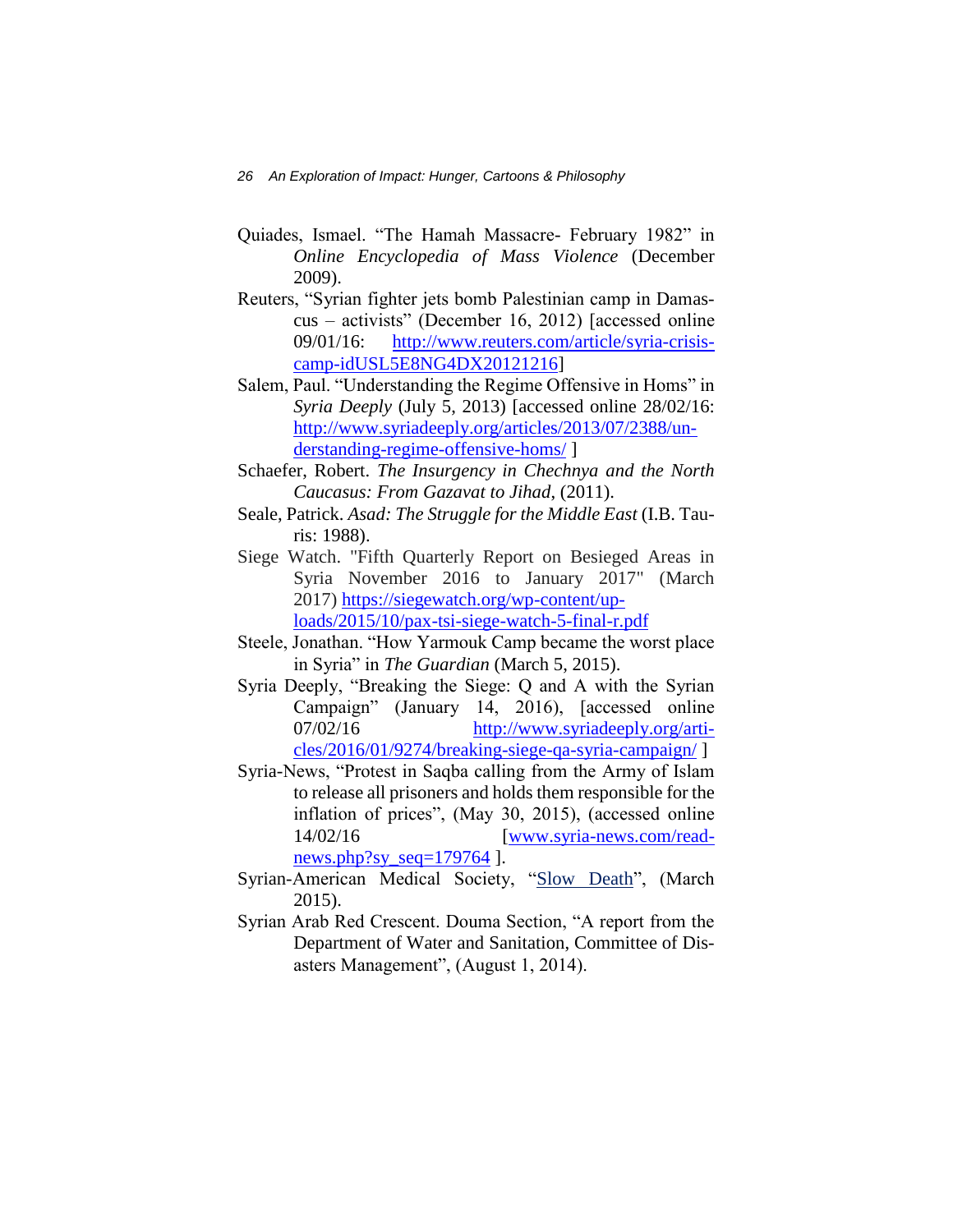Quiades, Ismael. “The Hamah Massacre- February 1982” in *Online Encyclopedia of Mass Violence* (December 2009).

Reuters, “Syrian fighter jets bomb Palestinian camp in Damascus – activists” (December 16, 2012) [accessed online 09/01/16: http://www.reuters.com/article/syria-crisis-camp-idUSL5E8NG4DX20121216]

Salem, Paul. “Understanding the Regime Offensive in Homs” in *Syria Deeply* (July 5, 2013) [accessed online 28/02/16: http://www.syriadeeply.org/articles/2013/07/2388/understanding-regime-offensive-homs/ ]

Schaefer, Robert. *The Insurgency in Chechnya and the North Caucasus: From Gazavat to Jihad*, (2011).

Seale, Patrick. *Asad: The Struggle for the Middle East* (I.B. Tauris: 1988).

Siege Watch. "Fifth Quarterly Report on Besieged Areas in Syria November 2016 to January 2017" (March 2017) https://siegewatch.org/wp-content/uploads/2015/10/pax-tsi-siege-watch-5-final-r.pdf

Steele, Jonathan. “How Yarmouk Camp became the worst place in Syria” in *The Guardian* (March 5, 2015).

Syria Deeply, “Breaking the Siege: Q and A with the Syrian Campaign” (January 14, 2016), [accessed online 07/02/16 http://www.syriadeeply.org/articles/2016/01/9274/breaking-siege-qa-syria-campaign/ ]

Syria-News, “Protest in Saqba calling from the Army of Islam to release all prisoners and holds them responsible for the inflation of prices”, (May 30, 2015), (accessed online 14/02/16 [www.syria-news.com/readnews.php?sy_seq=179764 ].

Syrian-American Medical Society, “Slow Death”, (March 2015).

Syrian Arab Red Crescent. Douma Section, “A report from the Department of Water and Sanitation, Committee of Disasters Management”, (August 1, 2014).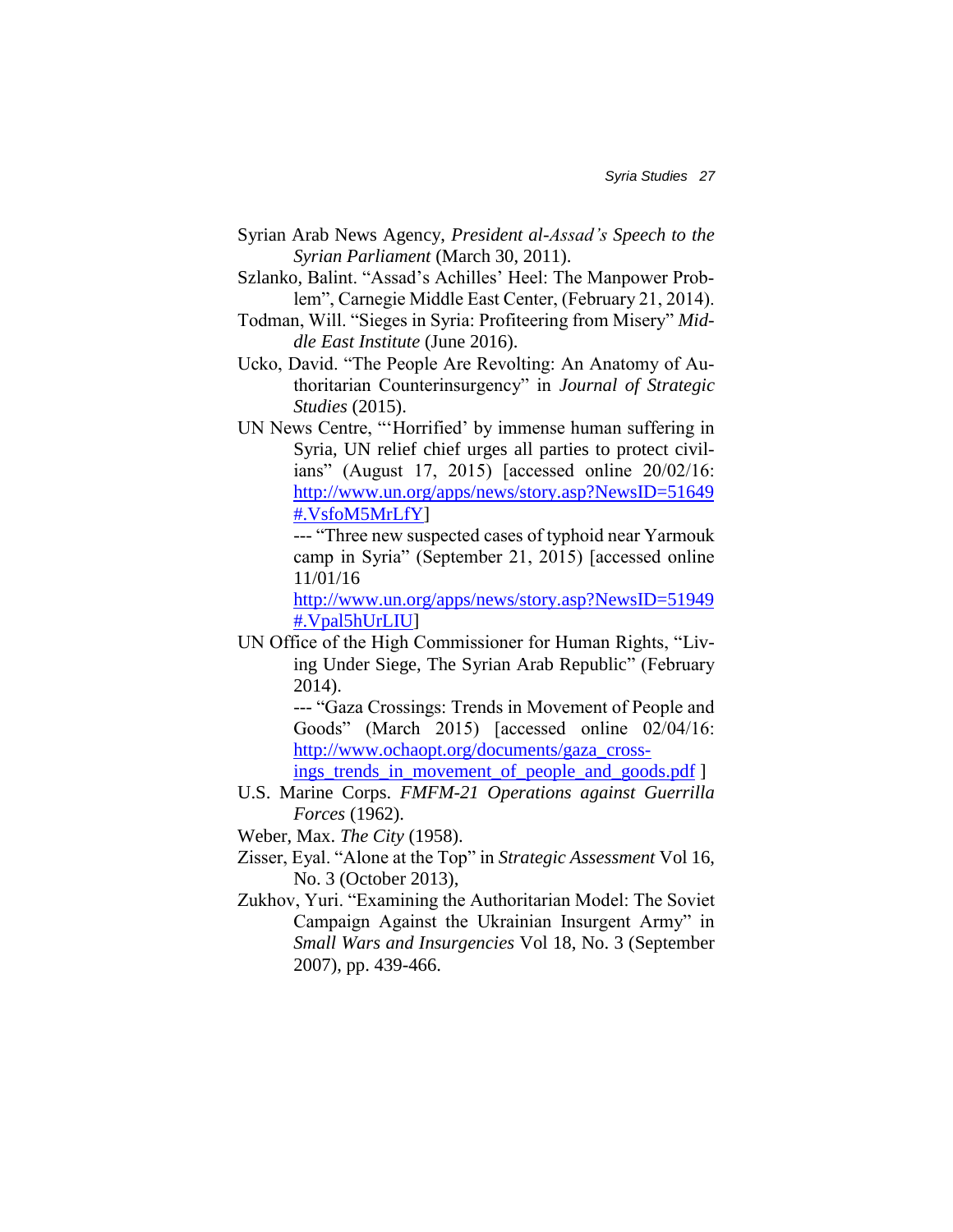Syrian Arab News Agency, *President al-Assad's Speech to the Syrian Parliament* (March 30, 2011).

Szlanko, Balint. "Assad's Achilles' Heel: The Manpower Problem", Carnegie Middle East Center, (February 21, 2014).

Todman, Will. "Sieges in Syria: Profiteering from Misery" *Middle East Institute* (June 2016).

Ucko, David. "The People Are Revolting: An Anatomy of Authoritarian Counterinsurgency" in *Journal of Strategic Studies* (2015).

UN News Centre, "'Horrified' by immense human suffering in Syria, UN relief chief urges all parties to protect civilians" (August 17, 2015) [accessed online 20/02/16: http://www.un.org/apps/news/story.asp?NewsID=51649#.VsfoM5MrLfY]

--- "Three new suspected cases of typhoid near Yarmouk camp in Syria" (September 21, 2015) [accessed online 11/01/16 http://www.un.org/apps/news/story.asp?NewsID=51949#.Vpal5hUrLIU]

UN Office of the High Commissioner for Human Rights, "Living Under Siege, The Syrian Arab Republic" (February 2014).

--- "Gaza Crossings: Trends in Movement of People and Goods" (March 2015) [accessed online 02/04/16: http://www.ochaopt.org/documents/gaza_crossings_trends_in_movement_of_people_and_goods.pdf ]

U.S. Marine Corps. *FMFM-21 Operations against Guerrilla Forces* (1962).

Weber, Max. *The City* (1958).

Zisser, Eyal. "Alone at the Top" in *Strategic Assessment* Vol 16, No. 3 (October 2013),

Zukhov, Yuri. "Examining the Authoritarian Model: The Soviet Campaign Against the Ukrainian Insurgent Army" in *Small Wars and Insurgencies* Vol 18, No. 3 (September 2007), pp. 439-466.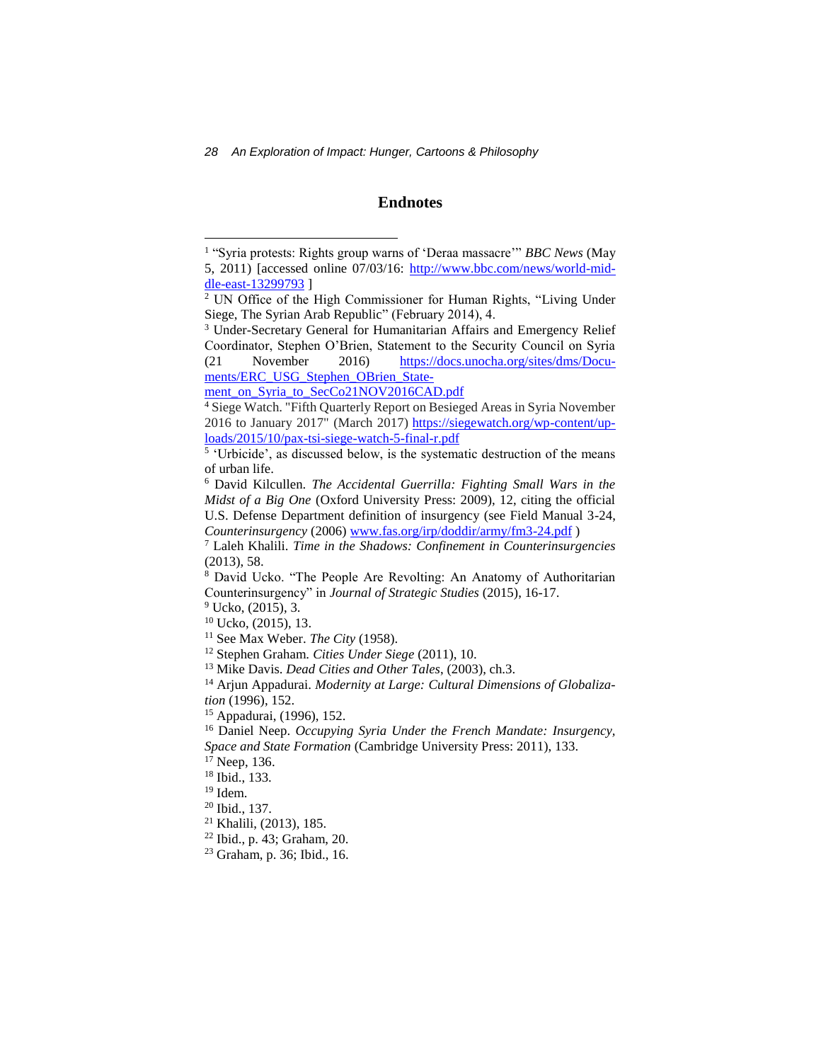## Endnotes

[1] "Syria protests: Rights group warns of 'Deraa massacre'" *BBC News* (May 5, 2011) [accessed online 07/03/16: http://www.bbc.com/news/world-middle-east-13299793 ]

[2] UN Office of the High Commissioner for Human Rights, "Living Under Siege, The Syrian Arab Republic" (February 2014), 4.

[3] Under-Secretary General for Humanitarian Affairs and Emergency Relief Coordinator, Stephen O'Brien, Statement to the Security Council on Syria (21 November 2016) https://docs.unocha.org/sites/dms/Documents/ERC_USG_Stephen_OBrien_Statement_on_Syria_to_SecCo21NOV2016CAD.pdf

[4] Siege Watch. "Fifth Quarterly Report on Besieged Areas in Syria November 2016 to January 2017" (March 2017) https://siegewatch.org/wp-content/uploads/2015/10/pax-tsi-siege-watch-5-final-r.pdf

[5] 'Urbicide', as discussed below, is the systematic destruction of the means of urban life.

[6] David Kilcullen. *The Accidental Guerrilla: Fighting Small Wars in the Midst of a Big One* (Oxford University Press: 2009), 12, citing the official U.S. Defense Department definition of insurgency (see Field Manual 3-24, *Counterinsurgency* (2006) www.fas.org/irp/doddir/army/fm3-24.pdf )

[7] Laleh Khalili. *Time in the Shadows: Confinement in Counterinsurgencies* (2013), 58.

[8] David Ucko. "The People Are Revolting: An Anatomy of Authoritarian Counterinsurgency" in *Journal of Strategic Studies* (2015), 16-17.

[9] Ucko, (2015), 3.

[10] Ucko, (2015), 13.

[11] See Max Weber. *The City* (1958).

[12] Stephen Graham. *Cities Under Siege* (2011), 10.

[13] Mike Davis. *Dead Cities and Other Tales*, (2003), ch.3.

[14] Arjun Appadurai. *Modernity at Large: Cultural Dimensions of Globalization* (1996), 152.

[15] Appadurai, (1996), 152.

[16] Daniel Neep. *Occupying Syria Under the French Mandate: Insurgency, Space and State Formation* (Cambridge University Press: 2011), 133.

[17] Neep, 136.

[18] Ibid., 133.

[19] Idem.

[20] Ibid., 137.

[21] Khalili, (2013), 185.

[22] Ibid., p. 43; Graham, 20.

[23] Graham, p. 36; Ibid., 16.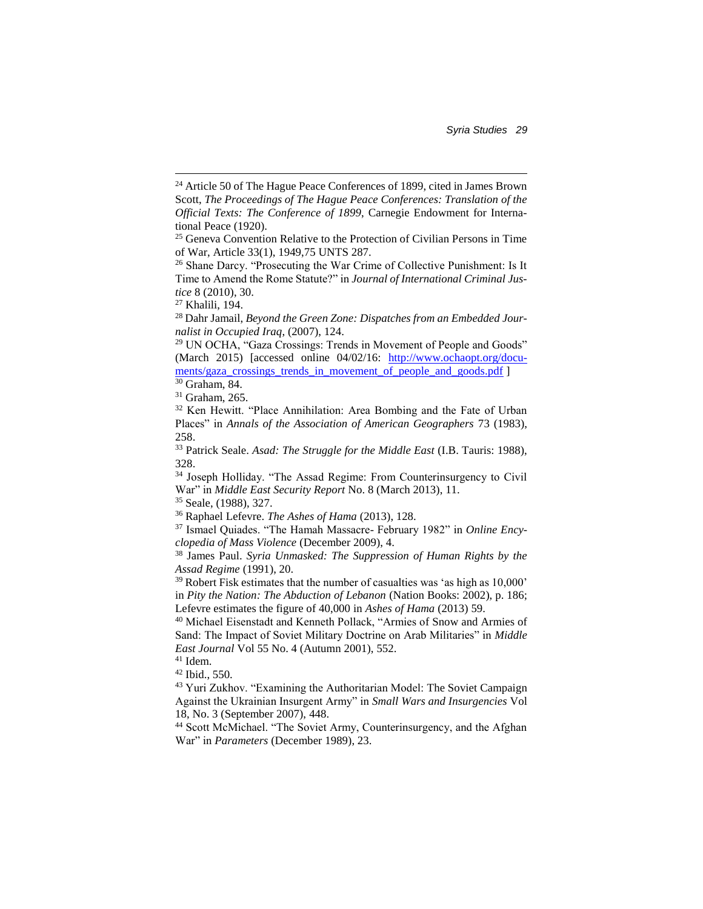[24] Article 50 of The Hague Peace Conferences of 1899, cited in James Brown Scott, *The Proceedings of The Hague Peace Conferences: Translation of the Official Texts: The Conference of 1899*, Carnegie Endowment for International Peace (1920).

[25] Geneva Convention Relative to the Protection of Civilian Persons in Time of War, Article 33(1), 1949,75 UNTS 287.

[26] Shane Darcy. "Prosecuting the War Crime of Collective Punishment: Is It Time to Amend the Rome Statute?" in *Journal of International Criminal Justice* 8 (2010), 30.

[27] Khalili, 194.

[28] Dahr Jamail, *Beyond the Green Zone: Dispatches from an Embedded Journalist in Occupied Iraq*, (2007), 124.

[29] UN OCHA, "Gaza Crossings: Trends in Movement of People and Goods" (March 2015) [accessed online 04/02/16: http://www.ochaopt.org/documents/gaza_crossings_trends_in_movement_of_people_and_goods.pdf ]

[30] Graham, 84.

[31] Graham, 265.

[32] Ken Hewitt. "Place Annihilation: Area Bombing and the Fate of Urban Places" in *Annals of the Association of American Geographers* 73 (1983), 258.

[33] Patrick Seale. *Asad: The Struggle for the Middle East* (I.B. Tauris: 1988), 328.

[34] Joseph Holliday. "The Assad Regime: From Counterinsurgency to Civil War" in *Middle East Security Report* No. 8 (March 2013), 11.

[35] Seale, (1988), 327.

[36] Raphael Lefevre. *The Ashes of Hama* (2013), 128.

[37] Ismael Quiades. "The Hamah Massacre- February 1982" in *Online Encyclopedia of Mass Violence* (December 2009), 4.

[38] James Paul. *Syria Unmasked: The Suppression of Human Rights by the Assad Regime* (1991), 20.

[39] Robert Fisk estimates that the number of casualties was 'as high as 10,000' in *Pity the Nation: The Abduction of Lebanon* (Nation Books: 2002), p. 186; Lefevre estimates the figure of 40,000 in *Ashes of Hama* (2013) 59.

[40] Michael Eisenstadt and Kenneth Pollack, "Armies of Snow and Armies of Sand: The Impact of Soviet Military Doctrine on Arab Militaries" in *Middle East Journal* Vol 55 No. 4 (Autumn 2001), 552.

[41] Idem.

[42] Ibid., 550.

[43] Yuri Zukhov. "Examining the Authoritarian Model: The Soviet Campaign Against the Ukrainian Insurgent Army" in *Small Wars and Insurgencies* Vol 18, No. 3 (September 2007), 448.

[44] Scott McMichael. "The Soviet Army, Counterinsurgency, and the Afghan War" in *Parameters* (December 1989), 23.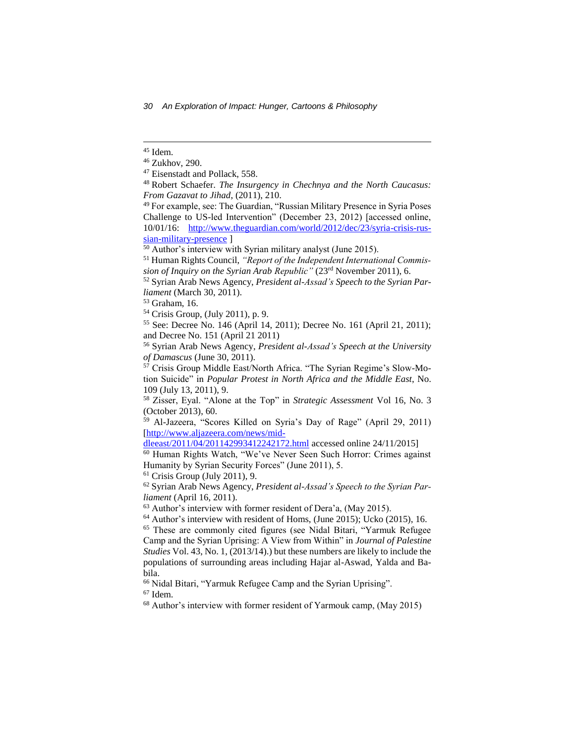[45] Idem.

[46] Zukhov, 290.

[47] Eisenstadt and Pollack, 558.

[48] Robert Schaefer. *The Insurgency in Chechnya and the North Caucasus: From Gazavat to Jihad*, (2011), 210.

[49] For example, see: The Guardian, "Russian Military Presence in Syria Poses Challenge to US-led Intervention" (December 23, 2012) [accessed online, 10/01/16: http://www.theguardian.com/world/2012/dec/23/syria-crisis-russian-military-presence ]

[50] Author's interview with Syrian military analyst (June 2015).

[51] Human Rights Council, *"Report of the Independent International Commission of Inquiry on the Syrian Arab Republic"* (23rd November 2011), 6.

[52] Syrian Arab News Agency, *President al-Assad's Speech to the Syrian Parliament* (March 30, 2011).

[53] Graham, 16.

[54] Crisis Group, (July 2011), p. 9.

[55] See: Decree No. 146 (April 14, 2011); Decree No. 161 (April 21, 2011); and Decree No. 151 (April 21 2011)

[56] Syrian Arab News Agency, *President al-Assad's Speech at the University of Damascus* (June 30, 2011).

[57] Crisis Group Middle East/North Africa. "The Syrian Regime's Slow-Motion Suicide" in *Popular Protest in North Africa and the Middle East*, No. 109 (July 13, 2011), 9.

[58] Zisser, Eyal. "Alone at the Top" in *Strategic Assessment* Vol 16, No. 3 (October 2013), 60.

[59] Al-Jazeera, "Scores Killed on Syria's Day of Rage" (April 29, 2011) [http://www.aljazeera.com/news/middleeast/2011/04/201142993412242172.html accessed online 24/11/2015]

[60] Human Rights Watch, "We've Never Seen Such Horror: Crimes against Humanity by Syrian Security Forces" (June 2011), 5.

[61] Crisis Group (July 2011), 9.

[62] Syrian Arab News Agency, *President al-Assad's Speech to the Syrian Parliament* (April 16, 2011).

[63] Author's interview with former resident of Dera'a, (May 2015).

[64] Author's interview with resident of Homs, (June 2015); Ucko (2015), 16.

[65] These are commonly cited figures (see Nidal Bitari, "Yarmuk Refugee Camp and the Syrian Uprising: A View from Within" in *Journal of Palestine Studies* Vol. 43, No. 1, (2013/14).) but these numbers are likely to include the populations of surrounding areas including Hajar al-Aswad, Yalda and Babila.

[66] Nidal Bitari, "Yarmuk Refugee Camp and the Syrian Uprising".

[67] Idem.

[68] Author's interview with former resident of Yarmouk camp, (May 2015)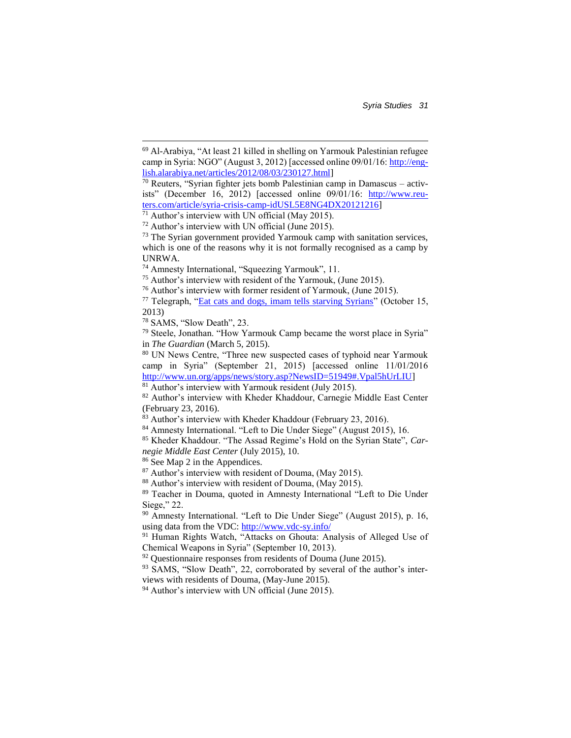[69] Al-Arabiya, "At least 21 killed in shelling on Yarmouk Palestinian refugee camp in Syria: NGO" (August 3, 2012) [accessed online 09/01/16: http://english.alarabiya.net/articles/2012/08/03/230127.html]

[70] Reuters, "Syrian fighter jets bomb Palestinian camp in Damascus – activists" (December 16, 2012) [accessed online 09/01/16: http://www.reuters.com/article/syria-crisis-camp-idUSL5E8NG4DX20121216]

[71] Author's interview with UN official (May 2015).

[72] Author's interview with UN official (June 2015).

[73] The Syrian government provided Yarmouk camp with sanitation services, which is one of the reasons why it is not formally recognised as a camp by UNRWA.

[74] Amnesty International, "Squeezing Yarmouk", 11.

[75] Author's interview with resident of the Yarmouk, (June 2015).

[76] Author's interview with former resident of Yarmouk, (June 2015).

[77] Telegraph, "Eat cats and dogs, imam tells starving Syrians" (October 15, 2013)

[78] SAMS, "Slow Death", 23.

[79] Steele, Jonathan. "How Yarmouk Camp became the worst place in Syria" in *The Guardian* (March 5, 2015).

[80] UN News Centre, "Three new suspected cases of typhoid near Yarmouk camp in Syria" (September 21, 2015) [accessed online 11/01/2016 http://www.un.org/apps/news/story.asp?NewsID=51949#.Vpal5hUrLIU]

[81] Author's interview with Yarmouk resident (July 2015).

[82] Author's interview with Kheder Khaddour, Carnegie Middle East Center (February 23, 2016).

[83] Author's interview with Kheder Khaddour (February 23, 2016).

[84] Amnesty International. "Left to Die Under Siege" (August 2015), 16.

[85] Kheder Khaddour. "The Assad Regime's Hold on the Syrian State", *Carnegie Middle East Center* (July 2015), 10.

[86] See Map 2 in the Appendices.

[87] Author's interview with resident of Douma, (May 2015).

[88] Author's interview with resident of Douma, (May 2015).

[89] Teacher in Douma, quoted in Amnesty International "Left to Die Under Siege," 22.

[90] Amnesty International. "Left to Die Under Siege" (August 2015), p. 16, using data from the VDC: http://www.vdc-sy.info/

[91] Human Rights Watch, "Attacks on Ghouta: Analysis of Alleged Use of Chemical Weapons in Syria" (September 10, 2013).

[92] Questionnaire responses from residents of Douma (June 2015).

[93] SAMS, "Slow Death", 22, corroborated by several of the author's interviews with residents of Douma, (May-June 2015).

[94] Author's interview with UN official (June 2015).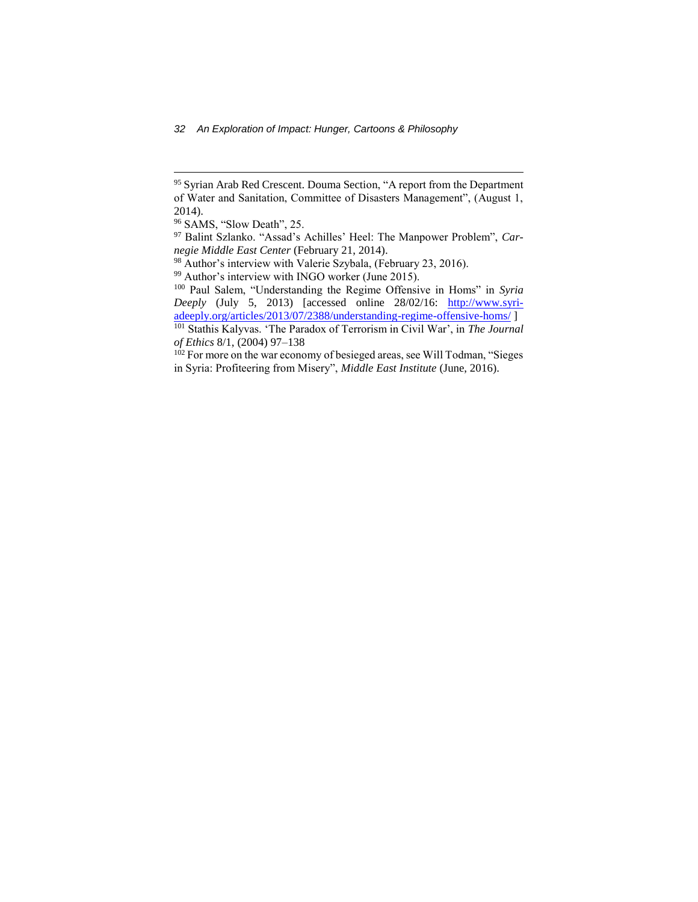[95] Syrian Arab Red Crescent. Douma Section, "A report from the Department of Water and Sanitation, Committee of Disasters Management", (August 1, 2014).

[96] SAMS, "Slow Death", 25.

[97] Balint Szlanko. "Assad's Achilles' Heel: The Manpower Problem", *Carnegie Middle East Center* (February 21, 2014).

[98] Author's interview with Valerie Szybala, (February 23, 2016).

[99] Author's interview with INGO worker (June 2015).

[100] Paul Salem, "Understanding the Regime Offensive in Homs" in *Syria Deeply* (July 5, 2013) [accessed online 28/02/16: http://www.syriadeeply.org/articles/2013/07/2388/understanding-regime-offensive-homs/ ]

[101] Stathis Kalyvas. 'The Paradox of Terrorism in Civil War', in *The Journal of Ethics* 8/1, (2004) 97–138

[102] For more on the war economy of besieged areas, see Will Todman, "Sieges in Syria: Profiteering from Misery", *Middle East Institute* (June, 2016).